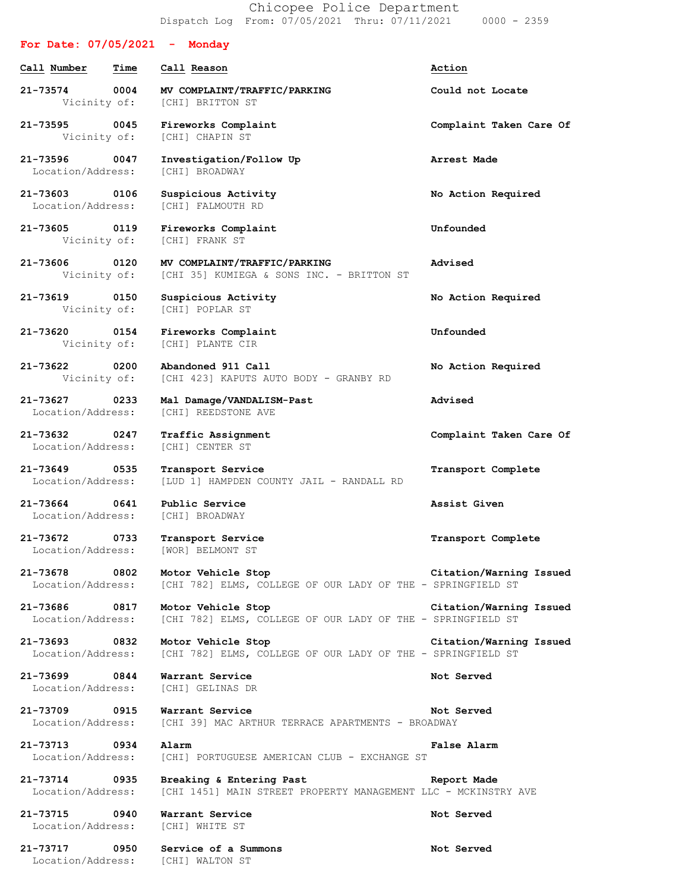# Chicopee Police Department

Dispatch Log From: 07/05/2021 Thru: 07/11/2021 0000 - 2359

## For Date: 07/05/2021 - Monday

| Call Number | Time | Call Reason | Action |
|---|---|---|---|
| 21-73574 | 0004 | MV COMPLAINT/TRAFFIC/PARKING | Could not Locate |
| Vicinity of: | | [CHI] BRITTON ST | |
| 21-73595 | 0045 | Fireworks Complaint | Complaint Taken Care Of |
| Vicinity of: | | [CHI] CHAPIN ST | |
| 21-73596 | 0047 | Investigation/Follow Up | Arrest Made |
| Location/Address: | | [CHI] BROADWAY | |
| 21-73603 | 0106 | Suspicious Activity | No Action Required |
| Location/Address: | | [CHI] FALMOUTH RD | |
| 21-73605 | 0119 | Fireworks Complaint | Unfounded |
| Vicinity of: | | [CHI] FRANK ST | |
| 21-73606 | 0120 | MV COMPLAINT/TRAFFIC/PARKING | Advised |
| Vicinity of: | | [CHI 35] KUMIEGA & SONS INC. - BRITTON ST | |
| 21-73619 | 0150 | Suspicious Activity | No Action Required |
| Vicinity of: | | [CHI] POPLAR ST | |
| 21-73620 | 0154 | Fireworks Complaint | Unfounded |
| Vicinity of: | | [CHI] PLANTE CIR | |
| 21-73622 | 0200 | Abandoned 911 Call | No Action Required |
| Vicinity of: | | [CHI 423] KAPUTS AUTO BODY - GRANBY RD | |
| 21-73627 | 0233 | Mal Damage/VANDALISM-Past | Advised |
| Location/Address: | | [CHI] REEDSTONE AVE | |
| 21-73632 | 0247 | Traffic Assignment | Complaint Taken Care Of |
| Location/Address: | | [CHI] CENTER ST | |
| 21-73649 | 0535 | Transport Service | Transport Complete |
| Location/Address: | | [LUD 1] HAMPDEN COUNTY JAIL - RANDALL RD | |
| 21-73664 | 0641 | Public Service | Assist Given |
| Location/Address: | | [CHI] BROADWAY | |
| 21-73672 | 0733 | Transport Service | Transport Complete |
| Location/Address: | | [WOR] BELMONT ST | |
| 21-73678 | 0802 | Motor Vehicle Stop | Citation/Warning Issued |
| Location/Address: | | [CHI 782] ELMS, COLLEGE OF OUR LADY OF THE - SPRINGFIELD ST | |
| 21-73686 | 0817 | Motor Vehicle Stop | Citation/Warning Issued |
| Location/Address: | | [CHI 782] ELMS, COLLEGE OF OUR LADY OF THE - SPRINGFIELD ST | |
| 21-73693 | 0832 | Motor Vehicle Stop | Citation/Warning Issued |
| Location/Address: | | [CHI 782] ELMS, COLLEGE OF OUR LADY OF THE - SPRINGFIELD ST | |
| 21-73699 | 0844 | Warrant Service | Not Served |
| Location/Address: | | [CHI] GELINAS DR | |
| 21-73709 | 0915 | Warrant Service | Not Served |
| Location/Address: | | [CHI 39] MAC ARTHUR TERRACE APARTMENTS - BROADWAY | |
| 21-73713 | 0934 | Alarm | False Alarm |
| Location/Address: | | [CHI] PORTUGUESE AMERICAN CLUB - EXCHANGE ST | |
| 21-73714 | 0935 | Breaking & Entering Past | Report Made |
| Location/Address: | | [CHI 1451] MAIN STREET PROPERTY MANAGEMENT LLC - MCKINSTRY AVE | |
| 21-73715 | 0940 | Warrant Service | Not Served |
| Location/Address: | | [CHI] WHITE ST | |
| 21-73717 | 0950 | Service of a Summons | Not Served |
| Location/Address: | | [CHI] WALTON ST | |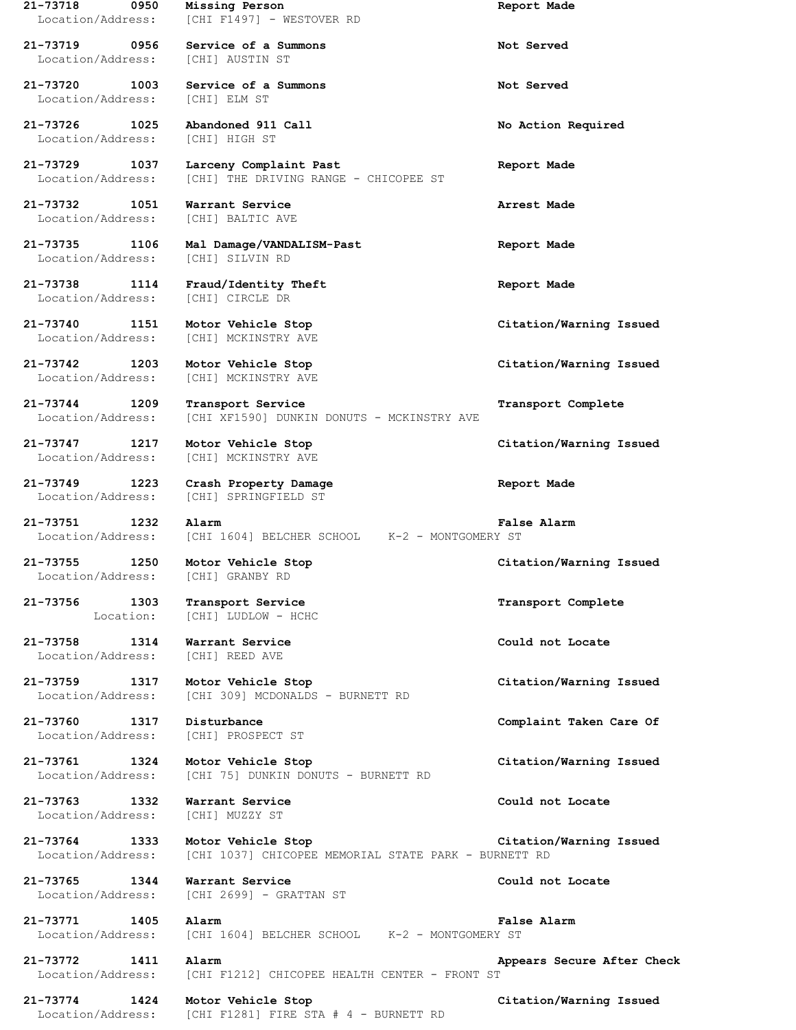**21-73718 0950 Missing Person** **Report Made**
Location/Address: [CHI F1497] - WESTOVER RD

**21-73719 0956 Service of a Summons** **Not Served**
Location/Address: [CHI] AUSTIN ST

**21-73720 1003 Service of a Summons** **Not Served**
Location/Address: [CHI] ELM ST

**21-73726 1025 Abandoned 911 Call** **No Action Required**
Location/Address: [CHI] HIGH ST

**21-73729 1037 Larceny Complaint Past** **Report Made**
Location/Address: [CHI] THE DRIVING RANGE - CHICOPEE ST

**21-73732 1051 Warrant Service** **Arrest Made**
Location/Address: [CHI] BALTIC AVE

**21-73735 1106 Mal Damage/VANDALISM-Past** **Report Made**
Location/Address: [CHI] SILVIN RD

**21-73738 1114 Fraud/Identity Theft** **Report Made**
Location/Address: [CHI] CIRCLE DR

**21-73740 1151 Motor Vehicle Stop** **Citation/Warning Issued**
Location/Address: [CHI] MCKINSTRY AVE

**21-73742 1203 Motor Vehicle Stop** **Citation/Warning Issued**
Location/Address: [CHI] MCKINSTRY AVE

**21-73744 1209 Transport Service** **Transport Complete**
Location/Address: [CHI XF1590] DUNKIN DONUTS - MCKINSTRY AVE

**21-73747 1217 Motor Vehicle Stop** **Citation/Warning Issued**
Location/Address: [CHI] MCKINSTRY AVE

**21-73749 1223 Crash Property Damage** **Report Made**
Location/Address: [CHI] SPRINGFIELD ST

**21-73751 1232 Alarm** **False Alarm**
Location/Address: [CHI 1604] BELCHER SCHOOL K-2 - MONTGOMERY ST

**21-73755 1250 Motor Vehicle Stop** **Citation/Warning Issued**
Location/Address: [CHI] GRANBY RD

**21-73756 1303 Transport Service** **Transport Complete**
Location: [CHI] LUDLOW - HCHC

**21-73758 1314 Warrant Service** **Could not Locate**
Location/Address: [CHI] REED AVE

**21-73759 1317 Motor Vehicle Stop** **Citation/Warning Issued**
Location/Address: [CHI 309] MCDONALDS - BURNETT RD

**21-73760 1317 Disturbance** **Complaint Taken Care Of**
Location/Address: [CHI] PROSPECT ST

**21-73761 1324 Motor Vehicle Stop** **Citation/Warning Issued**
Location/Address: [CHI 75] DUNKIN DONUTS - BURNETT RD

**21-73763 1332 Warrant Service** **Could not Locate**
Location/Address: [CHI] MUZZY ST

**21-73764 1333 Motor Vehicle Stop** **Citation/Warning Issued**
Location/Address: [CHI 1037] CHICOPEE MEMORIAL STATE PARK - BURNETT RD

**21-73765 1344 Warrant Service** **Could not Locate**
Location/Address: [CHI 2699] - GRATTAN ST

**21-73771 1405 Alarm** **False Alarm**
Location/Address: [CHI 1604] BELCHER SCHOOL K-2 - MONTGOMERY ST

**21-73772 1411 Alarm** **Appears Secure After Check**
Location/Address: [CHI F1212] CHICOPEE HEALTH CENTER - FRONT ST

**21-73774 1424 Motor Vehicle Stop** **Citation/Warning Issued**
Location/Address: [CHI F1281] FIRE STA # 4 - BURNETT RD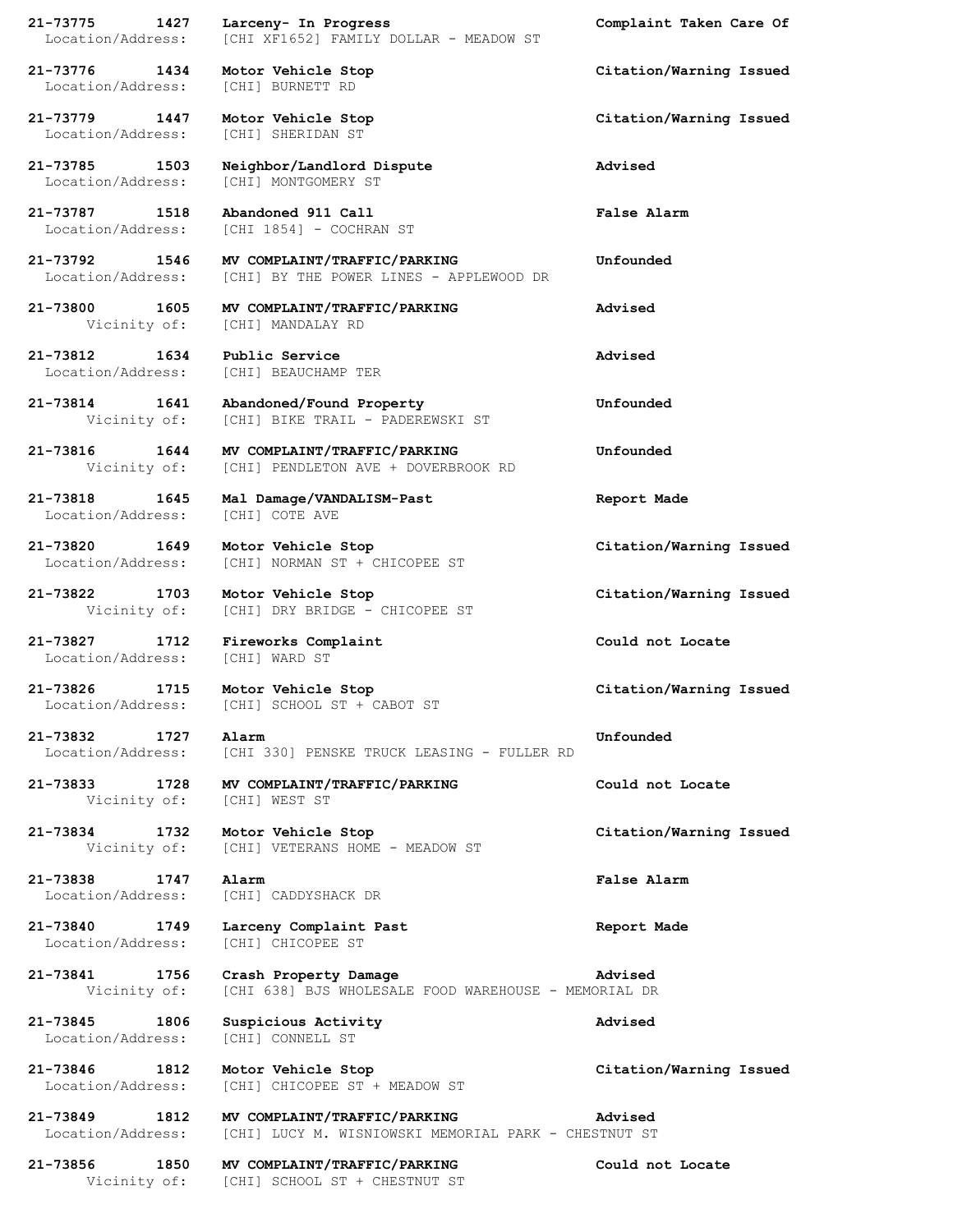**21-73775 1427 Larceny- In Progress** **Complaint Taken Care Of**
Location/Address: [CHI XF1652] FAMILY DOLLAR - MEADOW ST

**21-73776 1434 Motor Vehicle Stop** **Citation/Warning Issued**
Location/Address: [CHI] BURNETT RD

**21-73779 1447 Motor Vehicle Stop** **Citation/Warning Issued**
Location/Address: [CHI] SHERIDAN ST

**21-73785 1503 Neighbor/Landlord Dispute** **Advised**
Location/Address: [CHI] MONTGOMERY ST

**21-73787 1518 Abandoned 911 Call** **False Alarm**
Location/Address: [CHI 1854] - COCHRAN ST

**21-73792 1546 MV COMPLAINT/TRAFFIC/PARKING** **Unfounded**
Location/Address: [CHI] BY THE POWER LINES - APPLEWOOD DR

**21-73800 1605 MV COMPLAINT/TRAFFIC/PARKING** **Advised**
Vicinity of: [CHI] MANDALAY RD

**21-73812 1634 Public Service** **Advised**
Location/Address: [CHI] BEAUCHAMP TER

**21-73814 1641 Abandoned/Found Property** **Unfounded**
Vicinity of: [CHI] BIKE TRAIL - PADEREWSKI ST

**21-73816 1644 MV COMPLAINT/TRAFFIC/PARKING** **Unfounded**
Vicinity of: [CHI] PENDLETON AVE + DOVERBROOK RD

**21-73818 1645 Mal Damage/VANDALISM-Past** **Report Made**
Location/Address: [CHI] COTE AVE

**21-73820 1649 Motor Vehicle Stop** **Citation/Warning Issued**
Location/Address: [CHI] NORMAN ST + CHICOPEE ST

**21-73822 1703 Motor Vehicle Stop** **Citation/Warning Issued**
Vicinity of: [CHI] DRY BRIDGE - CHICOPEE ST

**21-73827 1712 Fireworks Complaint** **Could not Locate**
Location/Address: [CHI] WARD ST

**21-73826 1715 Motor Vehicle Stop** **Citation/Warning Issued**
Location/Address: [CHI] SCHOOL ST + CABOT ST

**21-73832 1727 Alarm** **Unfounded**
Location/Address: [CHI 330] PENSKE TRUCK LEASING - FULLER RD

**21-73833 1728 MV COMPLAINT/TRAFFIC/PARKING** **Could not Locate**
Vicinity of: [CHI] WEST ST

**21-73834 1732 Motor Vehicle Stop** **Citation/Warning Issued**
Vicinity of: [CHI] VETERANS HOME - MEADOW ST

**21-73838 1747 Alarm** **False Alarm**
Location/Address: [CHI] CADDYSHACK DR

**21-73840 1749 Larceny Complaint Past** **Report Made**
Location/Address: [CHI] CHICOPEE ST

**21-73841 1756 Crash Property Damage** **Advised**
Vicinity of: [CHI 638] BJS WHOLESALE FOOD WAREHOUSE - MEMORIAL DR

**21-73845 1806 Suspicious Activity** **Advised**
Location/Address: [CHI] CONNELL ST

**21-73846 1812 Motor Vehicle Stop** **Citation/Warning Issued**
Location/Address: [CHI] CHICOPEE ST + MEADOW ST

**21-73849 1812 MV COMPLAINT/TRAFFIC/PARKING** **Advised**
Location/Address: [CHI] LUCY M. WISNIOWSKI MEMORIAL PARK - CHESTNUT ST

**21-73856 1850 MV COMPLAINT/TRAFFIC/PARKING** **Could not Locate**
Vicinity of: [CHI] SCHOOL ST + CHESTNUT ST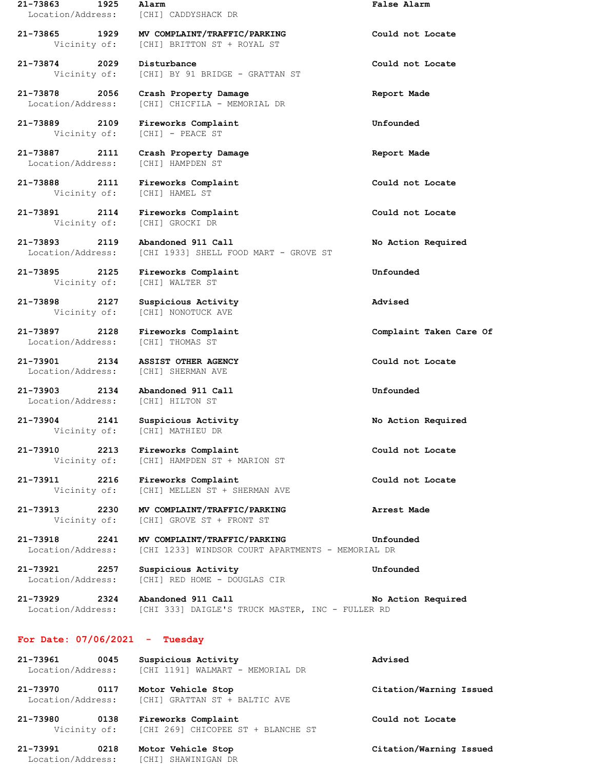**21-73863 1925 Alarm** **False Alarm**
Location/Address: [CHI] CADDYSHACK DR

**21-73865 1929 MV COMPLAINT/TRAFFIC/PARKING** **Could not Locate**
Vicinity of: [CHI] BRITTON ST + ROYAL ST

**21-73874 2029 Disturbance** **Could not Locate**
Vicinity of: [CHI] BY 91 BRIDGE - GRATTAN ST

**21-73878 2056 Crash Property Damage** **Report Made**
Location/Address: [CHI] CHICFILA - MEMORIAL DR

**21-73889 2109 Fireworks Complaint** **Unfounded**
Vicinity of: [CHI] - PEACE ST

**21-73887 2111 Crash Property Damage** **Report Made**
Location/Address: [CHI] HAMPDEN ST

**21-73888 2111 Fireworks Complaint** **Could not Locate**
Vicinity of: [CHI] HAMEL ST

**21-73891 2114 Fireworks Complaint** **Could not Locate**
Vicinity of: [CHI] GROCKI DR

**21-73893 2119 Abandoned 911 Call** **No Action Required**
Location/Address: [CHI 1933] SHELL FOOD MART - GROVE ST

**21-73895 2125 Fireworks Complaint** **Unfounded**
Vicinity of: [CHI] WALTER ST

**21-73898 2127 Suspicious Activity** **Advised**
Vicinity of: [CHI] NONOTUCK AVE

**21-73897 2128 Fireworks Complaint** **Complaint Taken Care Of**
Location/Address: [CHI] THOMAS ST

**21-73901 2134 ASSIST OTHER AGENCY** **Could not Locate**
Location/Address: [CHI] SHERMAN AVE

**21-73903 2134 Abandoned 911 Call** **Unfounded**
Location/Address: [CHI] HILTON ST

**21-73904 2141 Suspicious Activity** **No Action Required**
Vicinity of: [CHI] MATHIEU DR

**21-73910 2213 Fireworks Complaint** **Could not Locate**
Vicinity of: [CHI] HAMPDEN ST + MARION ST

**21-73911 2216 Fireworks Complaint** **Could not Locate**
Vicinity of: [CHI] MELLEN ST + SHERMAN AVE

**21-73913 2230 MV COMPLAINT/TRAFFIC/PARKING** **Arrest Made**
Vicinity of: [CHI] GROVE ST + FRONT ST

**21-73918 2241 MV COMPLAINT/TRAFFIC/PARKING** **Unfounded**
Location/Address: [CHI 1233] WINDSOR COURT APARTMENTS - MEMORIAL DR

**21-73921 2257 Suspicious Activity** **Unfounded**
Location/Address: [CHI] RED HOME - DOUGLAS CIR

**21-73929 2324 Abandoned 911 Call** **No Action Required**
Location/Address: [CHI 333] DAIGLE'S TRUCK MASTER, INC - FULLER RD

## For Date: 07/06/2021 - Tuesday

**21-73961 0045 Suspicious Activity** **Advised**
Location/Address: [CHI 1191] WALMART - MEMORIAL DR

**21-73970 0117 Motor Vehicle Stop** **Citation/Warning Issued**
Location/Address: [CHI] GRATTAN ST + BALTIC AVE

**21-73980 0138 Fireworks Complaint** **Could not Locate**
Vicinity of: [CHI 269] CHICOPEE ST + BLANCHE ST

**21-73991 0218 Motor Vehicle Stop** **Citation/Warning Issued**
Location/Address: [CHI] SHAWINIGAN DR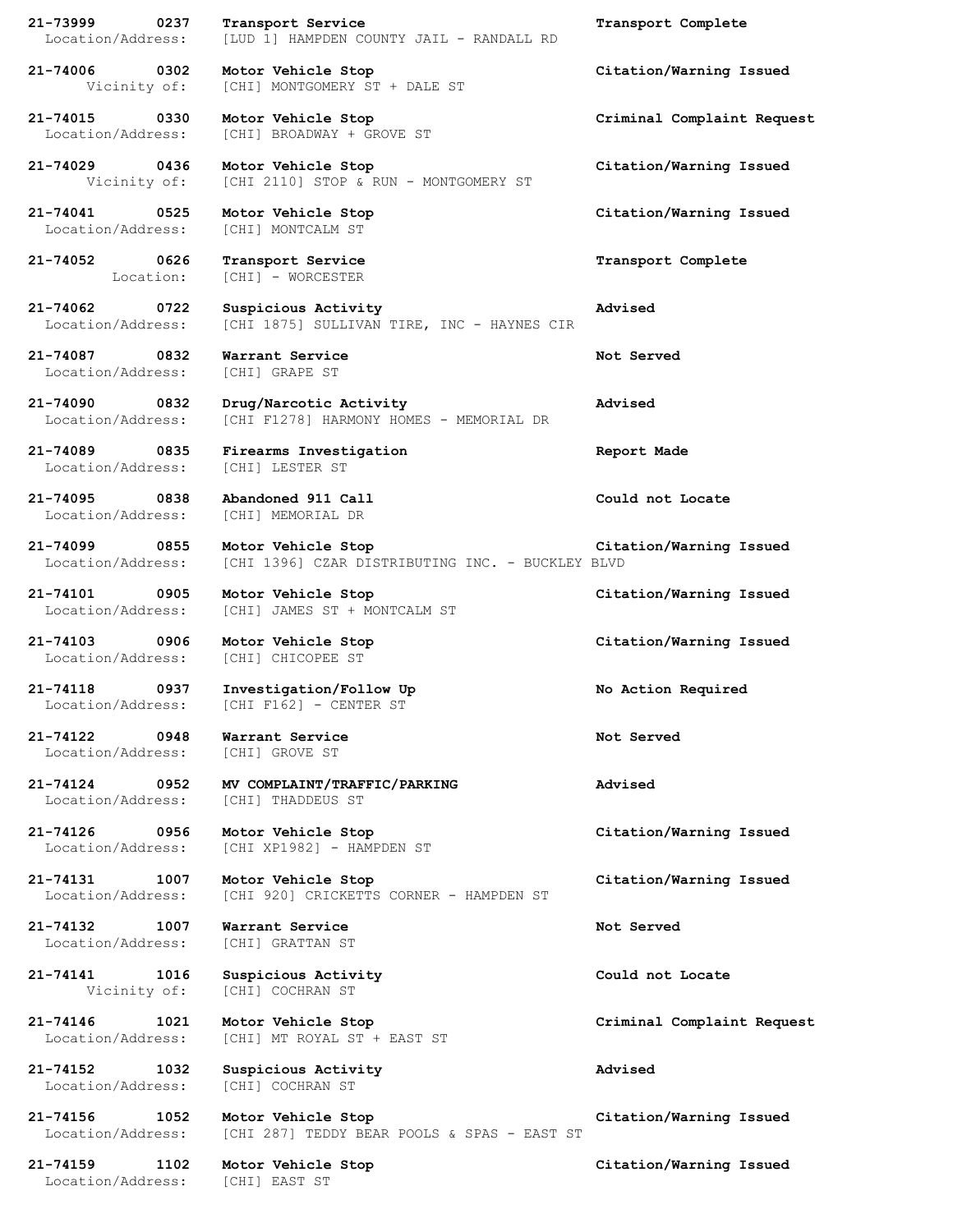**21-73999 0237 Transport Service** **Transport Complete**
Location/Address: [LUD 1] HAMPDEN COUNTY JAIL - RANDALL RD

**21-74006 0302 Motor Vehicle Stop** **Citation/Warning Issued**
Vicinity of: [CHI] MONTGOMERY ST + DALE ST

**21-74015 0330 Motor Vehicle Stop** **Criminal Complaint Request**
Location/Address: [CHI] BROADWAY + GROVE ST

**21-74029 0436 Motor Vehicle Stop** **Citation/Warning Issued**
Vicinity of: [CHI 2110] STOP & RUN - MONTGOMERY ST

**21-74041 0525 Motor Vehicle Stop** **Citation/Warning Issued**
Location/Address: [CHI] MONTCALM ST

**21-74052 0626 Transport Service** **Transport Complete**
Location: [CHI] - WORCESTER

**21-74062 0722 Suspicious Activity** **Advised**
Location/Address: [CHI 1875] SULLIVAN TIRE, INC - HAYNES CIR

**21-74087 0832 Warrant Service** **Not Served**
Location/Address: [CHI] GRAPE ST

**21-74090 0832 Drug/Narcotic Activity** **Advised**
Location/Address: [CHI F1278] HARMONY HOMES - MEMORIAL DR

**21-74089 0835 Firearms Investigation** **Report Made**
Location/Address: [CHI] LESTER ST

**21-74095 0838 Abandoned 911 Call** **Could not Locate**
Location/Address: [CHI] MEMORIAL DR

**21-74099 0855 Motor Vehicle Stop** **Citation/Warning Issued**
Location/Address: [CHI 1396] CZAR DISTRIBUTING INC. - BUCKLEY BLVD

**21-74101 0905 Motor Vehicle Stop** **Citation/Warning Issued**
Location/Address: [CHI] JAMES ST + MONTCALM ST

**21-74103 0906 Motor Vehicle Stop** **Citation/Warning Issued**
Location/Address: [CHI] CHICOPEE ST

**21-74118 0937 Investigation/Follow Up** **No Action Required**
Location/Address: [CHI F162] - CENTER ST

**21-74122 0948 Warrant Service** **Not Served**
Location/Address: [CHI] GROVE ST

**21-74124 0952 MV COMPLAINT/TRAFFIC/PARKING** **Advised**
Location/Address: [CHI] THADDEUS ST

**21-74126 0956 Motor Vehicle Stop** **Citation/Warning Issued**
Location/Address: [CHI XP1982] - HAMPDEN ST

**21-74131 1007 Motor Vehicle Stop** **Citation/Warning Issued**
Location/Address: [CHI 920] CRICKETTS CORNER - HAMPDEN ST

**21-74132 1007 Warrant Service** **Not Served**
Location/Address: [CHI] GRATTAN ST

**21-74141 1016 Suspicious Activity** **Could not Locate**
Vicinity of: [CHI] COCHRAN ST

**21-74146 1021 Motor Vehicle Stop** **Criminal Complaint Request**
Location/Address: [CHI] MT ROYAL ST + EAST ST

**21-74152 1032 Suspicious Activity** **Advised**
Location/Address: [CHI] COCHRAN ST

**21-74156 1052 Motor Vehicle Stop** **Citation/Warning Issued**
Location/Address: [CHI 287] TEDDY BEAR POOLS & SPAS - EAST ST

**21-74159 1102 Motor Vehicle Stop** **Citation/Warning Issued**
Location/Address: [CHI] EAST ST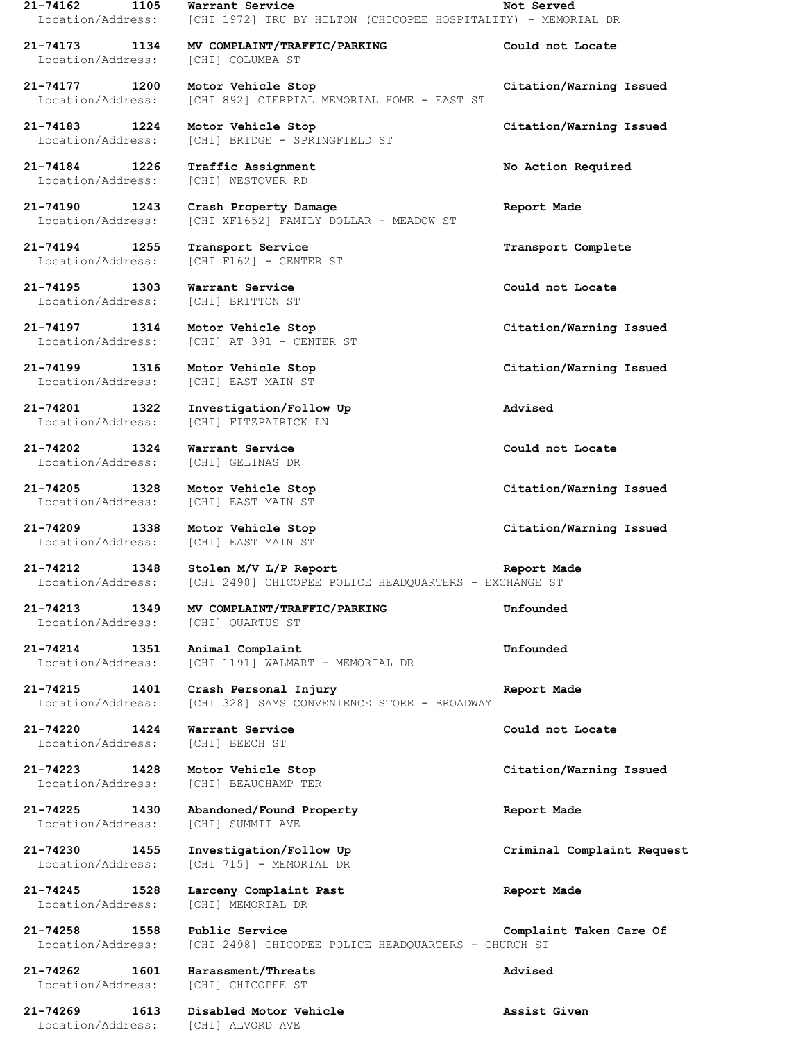**21-74162 1105 Warrant Service Not Served**
Location/Address: [CHI 1972] TRU BY HILTON (CHICOPEE HOSPITALITY) - MEMORIAL DR

**21-74173 1134 MV COMPLAINT/TRAFFIC/PARKING Could not Locate**
Location/Address: [CHI] COLUMBA ST

**21-74177 1200 Motor Vehicle Stop Citation/Warning Issued**
Location/Address: [CHI 892] CIERPIAL MEMORIAL HOME - EAST ST

**21-74183 1224 Motor Vehicle Stop Citation/Warning Issued**
Location/Address: [CHI] BRIDGE - SPRINGFIELD ST

**21-74184 1226 Traffic Assignment No Action Required**
Location/Address: [CHI] WESTOVER RD

**21-74190 1243 Crash Property Damage Report Made**
Location/Address: [CHI XF1652] FAMILY DOLLAR - MEADOW ST

**21-74194 1255 Transport Service Transport Complete**
Location/Address: [CHI F162] - CENTER ST

**21-74195 1303 Warrant Service Could not Locate**
Location/Address: [CHI] BRITTON ST

**21-74197 1314 Motor Vehicle Stop Citation/Warning Issued**
Location/Address: [CHI] AT 391 - CENTER ST

**21-74199 1316 Motor Vehicle Stop Citation/Warning Issued**
Location/Address: [CHI] EAST MAIN ST

**21-74201 1322 Investigation/Follow Up Advised**
Location/Address: [CHI] FITZPATRICK LN

**21-74202 1324 Warrant Service Could not Locate**
Location/Address: [CHI] GELINAS DR

**21-74205 1328 Motor Vehicle Stop Citation/Warning Issued**
Location/Address: [CHI] EAST MAIN ST

**21-74209 1338 Motor Vehicle Stop Citation/Warning Issued**
Location/Address: [CHI] EAST MAIN ST

**21-74212 1348 Stolen M/V L/P Report Report Made**
Location/Address: [CHI 2498] CHICOPEE POLICE HEADQUARTERS - EXCHANGE ST

**21-74213 1349 MV COMPLAINT/TRAFFIC/PARKING Unfounded**
Location/Address: [CHI] QUARTUS ST

**21-74214 1351 Animal Complaint Unfounded**
Location/Address: [CHI 1191] WALMART - MEMORIAL DR

**21-74215 1401 Crash Personal Injury Report Made**
Location/Address: [CHI 328] SAMS CONVENIENCE STORE - BROADWAY

**21-74220 1424 Warrant Service Could not Locate**
Location/Address: [CHI] BEECH ST

**21-74223 1428 Motor Vehicle Stop Citation/Warning Issued**
Location/Address: [CHI] BEAUCHAMP TER

**21-74225 1430 Abandoned/Found Property Report Made**
Location/Address: [CHI] SUMMIT AVE

**21-74230 1455 Investigation/Follow Up Criminal Complaint Request**
Location/Address: [CHI 715] - MEMORIAL DR

**21-74245 1528 Larceny Complaint Past Report Made**
Location/Address: [CHI] MEMORIAL DR

**21-74258 1558 Public Service Complaint Taken Care Of**
Location/Address: [CHI 2498] CHICOPEE POLICE HEADQUARTERS - CHURCH ST

**21-74262 1601 Harassment/Threats Advised**
Location/Address: [CHI] CHICOPEE ST

**21-74269 1613 Disabled Motor Vehicle Assist Given**
Location/Address: [CHI] ALVORD AVE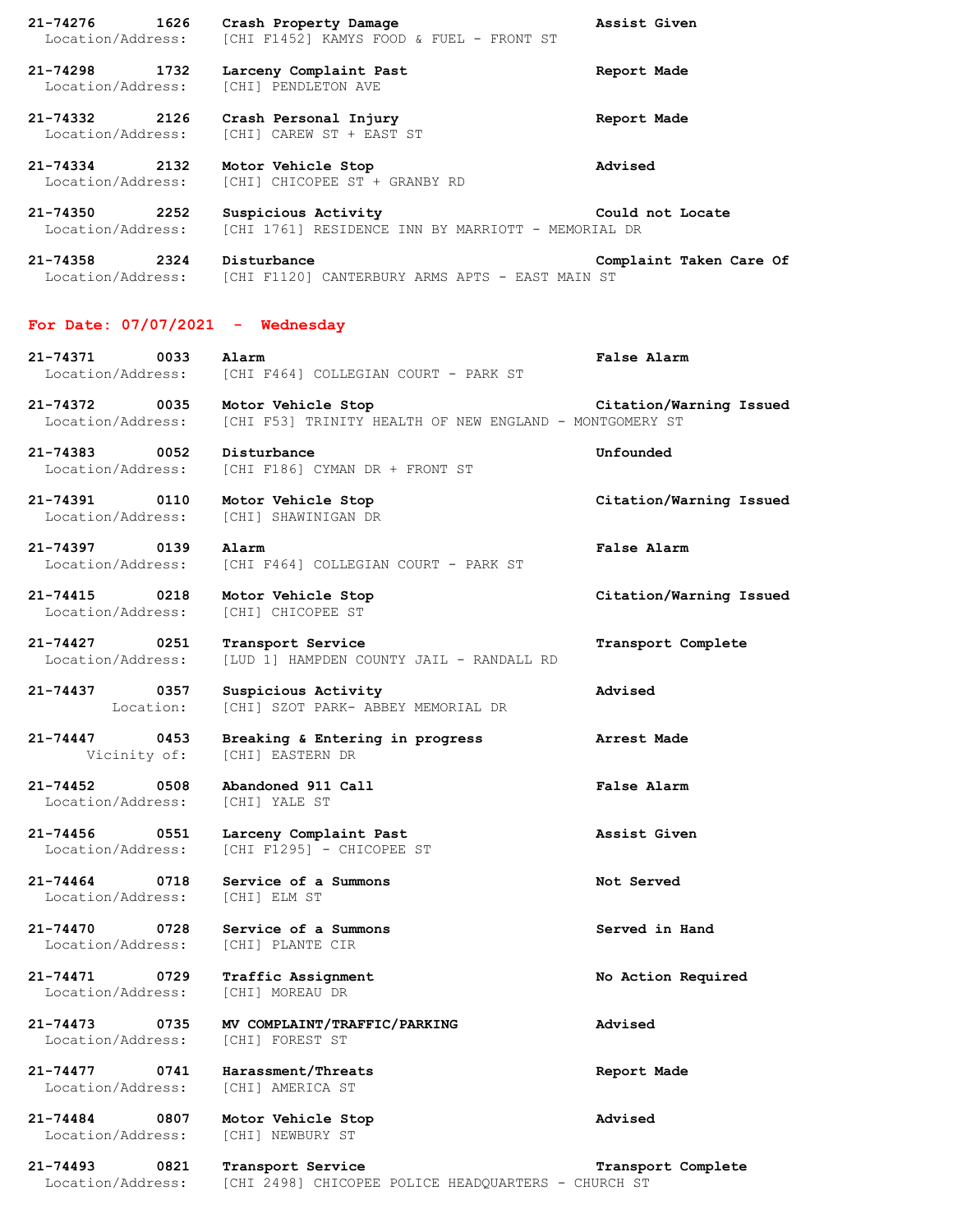**21-74276 1626 Crash Property Damage** **Assist Given**
Location/Address: [CHI F1452] KAMYS FOOD & FUEL - FRONT ST

**21-74298 1732 Larceny Complaint Past** **Report Made**
Location/Address: [CHI] PENDLETON AVE

**21-74332 2126 Crash Personal Injury** **Report Made**
Location/Address: [CHI] CAREW ST + EAST ST

**21-74334 2132 Motor Vehicle Stop** **Advised**
Location/Address: [CHI] CHICOPEE ST + GRANBY RD

**21-74350 2252 Suspicious Activity** **Could not Locate**
Location/Address: [CHI 1761] RESIDENCE INN BY MARRIOTT - MEMORIAL DR

**21-74358 2324 Disturbance** **Complaint Taken Care Of**
Location/Address: [CHI F1120] CANTERBURY ARMS APTS - EAST MAIN ST

## For Date: 07/07/2021 - Wednesday

**21-74371 0033 Alarm** **False Alarm**
Location/Address: [CHI F464] COLLEGIAN COURT - PARK ST

**21-74372 0035 Motor Vehicle Stop** **Citation/Warning Issued**
Location/Address: [CHI F53] TRINITY HEALTH OF NEW ENGLAND - MONTGOMERY ST

**21-74383 0052 Disturbance** **Unfounded**
Location/Address: [CHI F186] CYMAN DR + FRONT ST

**21-74391 0110 Motor Vehicle Stop** **Citation/Warning Issued**
Location/Address: [CHI] SHAWINIGAN DR

**21-74397 0139 Alarm** **False Alarm**
Location/Address: [CHI F464] COLLEGIAN COURT - PARK ST

**21-74415 0218 Motor Vehicle Stop** **Citation/Warning Issued**
Location/Address: [CHI] CHICOPEE ST

**21-74427 0251 Transport Service** **Transport Complete**
Location/Address: [LUD 1] HAMPDEN COUNTY JAIL - RANDALL RD

**21-74437 0357 Suspicious Activity** **Advised**
Location: [CHI] SZOT PARK- ABBEY MEMORIAL DR

**21-74447 0453 Breaking & Entering in progress** **Arrest Made**
Vicinity of: [CHI] EASTERN DR

**21-74452 0508 Abandoned 911 Call** **False Alarm**
Location/Address: [CHI] YALE ST

**21-74456 0551 Larceny Complaint Past** **Assist Given**
Location/Address: [CHI F1295] - CHICOPEE ST

**21-74464 0718 Service of a Summons** **Not Served**
Location/Address: [CHI] ELM ST

**21-74470 0728 Service of a Summons** **Served in Hand**
Location/Address: [CHI] PLANTE CIR

**21-74471 0729 Traffic Assignment** **No Action Required**
Location/Address: [CHI] MOREAU DR

**21-74473 0735 MV COMPLAINT/TRAFFIC/PARKING** **Advised**
Location/Address: [CHI] FOREST ST

**21-74477 0741 Harassment/Threats** **Report Made**
Location/Address: [CHI] AMERICA ST

**21-74484 0807 Motor Vehicle Stop** **Advised**
Location/Address: [CHI] NEWBURY ST

**21-74493 0821 Transport Service** **Transport Complete**
Location/Address: [CHI 2498] CHICOPEE POLICE HEADQUARTERS - CHURCH ST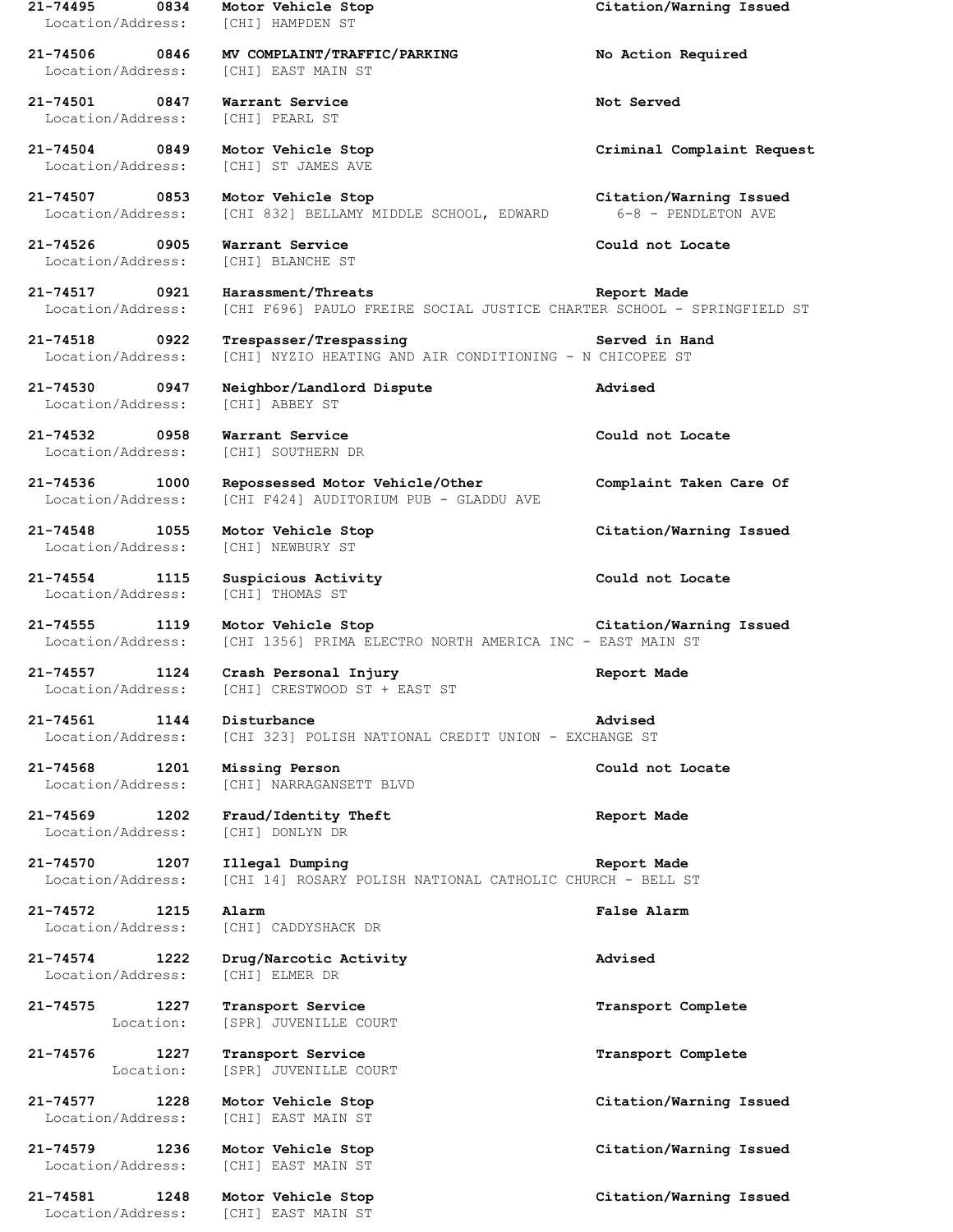**21-74495 0834 Motor Vehicle Stop Citation/Warning Issued**
Location/Address: [CHI] HAMPDEN ST

**21-74506 0846 MV COMPLAINT/TRAFFIC/PARKING No Action Required**
Location/Address: [CHI] EAST MAIN ST

**21-74501 0847 Warrant Service Not Served**
Location/Address: [CHI] PEARL ST

**21-74504 0849 Motor Vehicle Stop Criminal Complaint Request**
Location/Address: [CHI] ST JAMES AVE

**21-74507 0853 Motor Vehicle Stop Citation/Warning Issued**
Location/Address: [CHI 832] BELLAMY MIDDLE SCHOOL, EDWARD 6-8 - PENDLETON AVE

**21-74526 0905 Warrant Service Could not Locate**
Location/Address: [CHI] BLANCHE ST

**21-74517 0921 Harassment/Threats Report Made**
Location/Address: [CHI F696] PAULO FREIRE SOCIAL JUSTICE CHARTER SCHOOL - SPRINGFIELD ST

**21-74518 0922 Trespasser/Trespassing Served in Hand**
Location/Address: [CHI] NYZIO HEATING AND AIR CONDITIONING - N CHICOPEE ST

**21-74530 0947 Neighbor/Landlord Dispute Advised**
Location/Address: [CHI] ABBEY ST

**21-74532 0958 Warrant Service Could not Locate**
Location/Address: [CHI] SOUTHERN DR

**21-74536 1000 Repossessed Motor Vehicle/Other Complaint Taken Care Of**
Location/Address: [CHI F424] AUDITORIUM PUB - GLADDU AVE

**21-74548 1055 Motor Vehicle Stop Citation/Warning Issued**
Location/Address: [CHI] NEWBURY ST

**21-74554 1115 Suspicious Activity Could not Locate**
Location/Address: [CHI] THOMAS ST

**21-74555 1119 Motor Vehicle Stop Citation/Warning Issued**
Location/Address: [CHI 1356] PRIMA ELECTRO NORTH AMERICA INC - EAST MAIN ST

**21-74557 1124 Crash Personal Injury Report Made**
Location/Address: [CHI] CRESTWOOD ST + EAST ST

**21-74561 1144 Disturbance Advised**
Location/Address: [CHI 323] POLISH NATIONAL CREDIT UNION - EXCHANGE ST

**21-74568 1201 Missing Person Could not Locate**
Location/Address: [CHI] NARRAGANSETT BLVD

**21-74569 1202 Fraud/Identity Theft Report Made**
Location/Address: [CHI] DONLYN DR

**21-74570 1207 Illegal Dumping Report Made**
Location/Address: [CHI 14] ROSARY POLISH NATIONAL CATHOLIC CHURCH - BELL ST

**21-74572 1215 Alarm False Alarm**
Location/Address: [CHI] CADDYSHACK DR

**21-74574 1222 Drug/Narcotic Activity Advised**
Location/Address: [CHI] ELMER DR

**21-74575 1227 Transport Service Transport Complete**
Location: [SPR] JUVENILLE COURT

**21-74576 1227 Transport Service Transport Complete**
Location: [SPR] JUVENILLE COURT

**21-74577 1228 Motor Vehicle Stop Citation/Warning Issued**
Location/Address: [CHI] EAST MAIN ST

**21-74579 1236 Motor Vehicle Stop Citation/Warning Issued**
Location/Address: [CHI] EAST MAIN ST

**21-74581 1248 Motor Vehicle Stop Citation/Warning Issued**
Location/Address: [CHI] EAST MAIN ST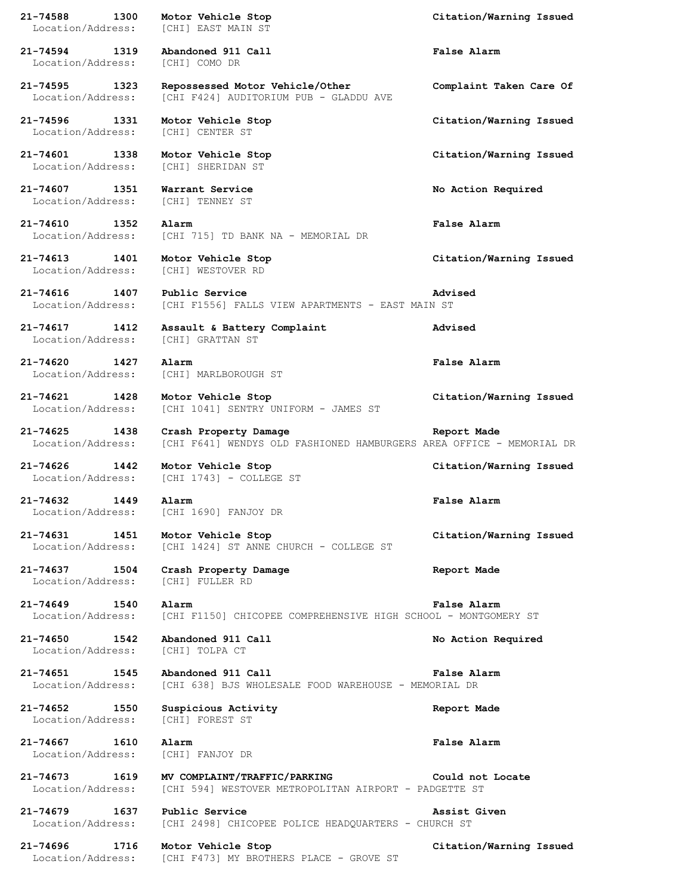**21-74588 1300 Motor Vehicle Stop Citation/Warning Issued**
Location/Address: [CHI] EAST MAIN ST

**21-74594 1319 Abandoned 911 Call False Alarm**
Location/Address: [CHI] COMO DR

**21-74595 1323 Repossessed Motor Vehicle/Other Complaint Taken Care Of**
Location/Address: [CHI F424] AUDITORIUM PUB - GLADDU AVE

**21-74596 1331 Motor Vehicle Stop Citation/Warning Issued**
Location/Address: [CHI] CENTER ST

**21-74601 1338 Motor Vehicle Stop Citation/Warning Issued**
Location/Address: [CHI] SHERIDAN ST

**21-74607 1351 Warrant Service No Action Required**
Location/Address: [CHI] TENNEY ST

**21-74610 1352 Alarm False Alarm**
Location/Address: [CHI 715] TD BANK NA - MEMORIAL DR

**21-74613 1401 Motor Vehicle Stop Citation/Warning Issued**
Location/Address: [CHI] WESTOVER RD

**21-74616 1407 Public Service Advised**
Location/Address: [CHI F1556] FALLS VIEW APARTMENTS - EAST MAIN ST

**21-74617 1412 Assault & Battery Complaint Advised**
Location/Address: [CHI] GRATTAN ST

**21-74620 1427 Alarm False Alarm**
Location/Address: [CHI] MARLBOROUGH ST

**21-74621 1428 Motor Vehicle Stop Citation/Warning Issued**
Location/Address: [CHI 1041] SENTRY UNIFORM - JAMES ST

**21-74625 1438 Crash Property Damage Report Made**
Location/Address: [CHI F641] WENDYS OLD FASHIONED HAMBURGERS AREA OFFICE - MEMORIAL DR

**21-74626 1442 Motor Vehicle Stop Citation/Warning Issued**
Location/Address: [CHI 1743] - COLLEGE ST

**21-74632 1449 Alarm False Alarm**
Location/Address: [CHI 1690] FANJOY DR

**21-74631 1451 Motor Vehicle Stop Citation/Warning Issued**
Location/Address: [CHI 1424] ST ANNE CHURCH - COLLEGE ST

**21-74637 1504 Crash Property Damage Report Made**
Location/Address: [CHI] FULLER RD

**21-74649 1540 Alarm False Alarm**
Location/Address: [CHI F1150] CHICOPEE COMPREHENSIVE HIGH SCHOOL - MONTGOMERY ST

**21-74650 1542 Abandoned 911 Call No Action Required**
Location/Address: [CHI] TOLPA CT

**21-74651 1545 Abandoned 911 Call False Alarm**
Location/Address: [CHI 638] BJS WHOLESALE FOOD WAREHOUSE - MEMORIAL DR

**21-74652 1550 Suspicious Activity Report Made**
Location/Address: [CHI] FOREST ST

**21-74667 1610 Alarm False Alarm**
Location/Address: [CHI] FANJOY DR

**21-74673 1619 MV COMPLAINT/TRAFFIC/PARKING Could not Locate**
Location/Address: [CHI 594] WESTOVER METROPOLITAN AIRPORT - PADGETTE ST

**21-74679 1637 Public Service Assist Given**
Location/Address: [CHI 2498] CHICOPEE POLICE HEADQUARTERS - CHURCH ST

**21-74696 1716 Motor Vehicle Stop Citation/Warning Issued**
Location/Address: [CHI F473] MY BROTHERS PLACE - GROVE ST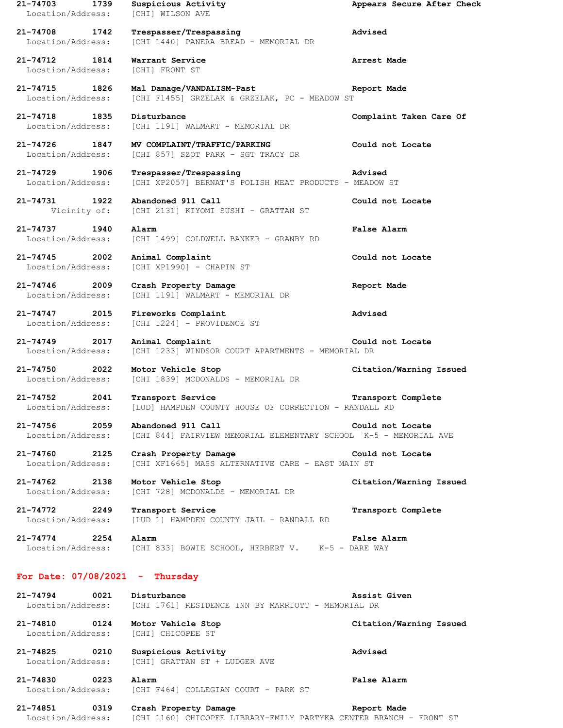**21-74703 1739 Suspicious Activity** **Appears Secure After Check**
Location/Address: [CHI] WILSON AVE

**21-74708 1742 Trespasser/Trespassing** **Advised**
Location/Address: [CHI 1440] PANERA BREAD - MEMORIAL DR

**21-74712 1814 Warrant Service** **Arrest Made**
Location/Address: [CHI] FRONT ST

**21-74715 1826 Mal Damage/VANDALISM-Past** **Report Made**
Location/Address: [CHI F1455] GRZELAK & GRZELAK, PC - MEADOW ST

**21-74718 1835 Disturbance** **Complaint Taken Care Of**
Location/Address: [CHI 1191] WALMART - MEMORIAL DR

**21-74726 1847 MV COMPLAINT/TRAFFIC/PARKING** **Could not Locate**
Location/Address: [CHI 857] SZOT PARK - SGT TRACY DR

**21-74729 1906 Trespasser/Trespassing** **Advised**
Location/Address: [CHI XP2057] BERNAT'S POLISH MEAT PRODUCTS - MEADOW ST

**21-74731 1922 Abandoned 911 Call** **Could not Locate**
Vicinity of: [CHI 2131] KIYOMI SUSHI - GRATTAN ST

**21-74737 1940 Alarm** **False Alarm**
Location/Address: [CHI 1499] COLDWELL BANKER - GRANBY RD

**21-74745 2002 Animal Complaint** **Could not Locate**
Location/Address: [CHI XP1990] - CHAPIN ST

**21-74746 2009 Crash Property Damage** **Report Made**
Location/Address: [CHI 1191] WALMART - MEMORIAL DR

**21-74747 2015 Fireworks Complaint** **Advised**
Location/Address: [CHI 1224] - PROVIDENCE ST

**21-74749 2017 Animal Complaint** **Could not Locate**
Location/Address: [CHI 1233] WINDSOR COURT APARTMENTS - MEMORIAL DR

**21-74750 2022 Motor Vehicle Stop** **Citation/Warning Issued**
Location/Address: [CHI 1839] MCDONALDS - MEMORIAL DR

**21-74752 2041 Transport Service** **Transport Complete**
Location/Address: [LUD] HAMPDEN COUNTY HOUSE OF CORRECTION - RANDALL RD

**21-74756 2059 Abandoned 911 Call** **Could not Locate**
Location/Address: [CHI 844] FAIRVIEW MEMORIAL ELEMENTARY SCHOOL K-5 - MEMORIAL AVE

**21-74760 2125 Crash Property Damage** **Could not Locate**
Location/Address: [CHI XF1665] MASS ALTERNATIVE CARE - EAST MAIN ST

**21-74762 2138 Motor Vehicle Stop** **Citation/Warning Issued**
Location/Address: [CHI 728] MCDONALDS - MEMORIAL DR

**21-74772 2249 Transport Service** **Transport Complete**
Location/Address: [LUD 1] HAMPDEN COUNTY JAIL - RANDALL RD

**21-74774 2254 Alarm** **False Alarm**
Location/Address: [CHI 833] BOWIE SCHOOL, HERBERT V. K-5 - DARE WAY

## For Date: 07/08/2021 - Thursday

**21-74794 0021 Disturbance** **Assist Given**
Location/Address: [CHI 1761] RESIDENCE INN BY MARRIOTT - MEMORIAL DR

**21-74810 0124 Motor Vehicle Stop** **Citation/Warning Issued**
Location/Address: [CHI] CHICOPEE ST

**21-74825 0210 Suspicious Activity** **Advised**
Location/Address: [CHI] GRATTAN ST + LUDGER AVE

**21-74830 0223 Alarm** **False Alarm**
Location/Address: [CHI F464] COLLEGIAN COURT - PARK ST

**21-74851 0319 Crash Property Damage** **Report Made**
Location/Address: [CHI 1160] CHICOPEE LIBRARY-EMILY PARTYKA CENTER BRANCH - FRONT ST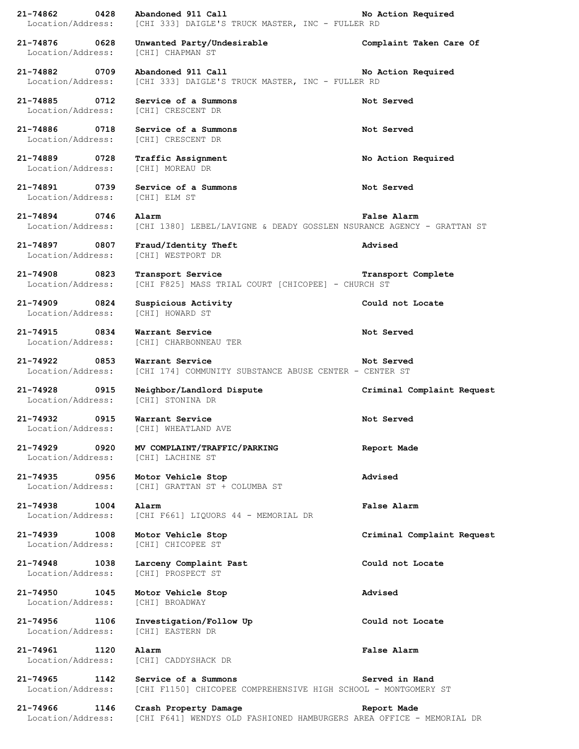**21-74862 0428 Abandoned 911 Call No Action Required**
Location/Address: [CHI 333] DAIGLE'S TRUCK MASTER, INC - FULLER RD

**21-74876 0628 Unwanted Party/Undesirable Complaint Taken Care Of**
Location/Address: [CHI] CHAPMAN ST

**21-74882 0709 Abandoned 911 Call No Action Required**
Location/Address: [CHI 333] DAIGLE'S TRUCK MASTER, INC - FULLER RD

**21-74885 0712 Service of a Summons Not Served**
Location/Address: [CHI] CRESCENT DR

**21-74886 0718 Service of a Summons Not Served**
Location/Address: [CHI] CRESCENT DR

**21-74889 0728 Traffic Assignment No Action Required**
Location/Address: [CHI] MOREAU DR

**21-74891 0739 Service of a Summons Not Served**
Location/Address: [CHI] ELM ST

**21-74894 0746 Alarm False Alarm**
Location/Address: [CHI 1380] LEBEL/LAVIGNE & DEADY GOSSLEN NSURANCE AGENCY - GRATTAN ST

**21-74897 0807 Fraud/Identity Theft Advised**
Location/Address: [CHI] WESTPORT DR

**21-74908 0823 Transport Service Transport Complete**
Location/Address: [CHI F825] MASS TRIAL COURT [CHICOPEE] - CHURCH ST

**21-74909 0824 Suspicious Activity Could not Locate**
Location/Address: [CHI] HOWARD ST

**21-74915 0834 Warrant Service Not Served**
Location/Address: [CHI] CHARBONNEAU TER

**21-74922 0853 Warrant Service Not Served**
Location/Address: [CHI 174] COMMUNITY SUBSTANCE ABUSE CENTER - CENTER ST

**21-74928 0915 Neighbor/Landlord Dispute Criminal Complaint Request**
Location/Address: [CHI] STONINA DR

**21-74932 0915 Warrant Service Not Served**
Location/Address: [CHI] WHEATLAND AVE

**21-74929 0920 MV COMPLAINT/TRAFFIC/PARKING Report Made**
Location/Address: [CHI] LACHINE ST

**21-74935 0956 Motor Vehicle Stop Advised**
Location/Address: [CHI] GRATTAN ST + COLUMBA ST

**21-74938 1004 Alarm False Alarm**
Location/Address: [CHI F661] LIQUORS 44 - MEMORIAL DR

**21-74939 1008 Motor Vehicle Stop Criminal Complaint Request**
Location/Address: [CHI] CHICOPEE ST

**21-74948 1038 Larceny Complaint Past Could not Locate**
Location/Address: [CHI] PROSPECT ST

**21-74950 1045 Motor Vehicle Stop Advised**
Location/Address: [CHI] BROADWAY

**21-74956 1106 Investigation/Follow Up Could not Locate**
Location/Address: [CHI] EASTERN DR

**21-74961 1120 Alarm False Alarm**
Location/Address: [CHI] CADDYSHACK DR

**21-74965 1142 Service of a Summons Served in Hand**
Location/Address: [CHI F1150] CHICOPEE COMPREHENSIVE HIGH SCHOOL - MONTGOMERY ST

**21-74966 1146 Crash Property Damage Report Made**
Location/Address: [CHI F641] WENDYS OLD FASHIONED HAMBURGERS AREA OFFICE - MEMORIAL DR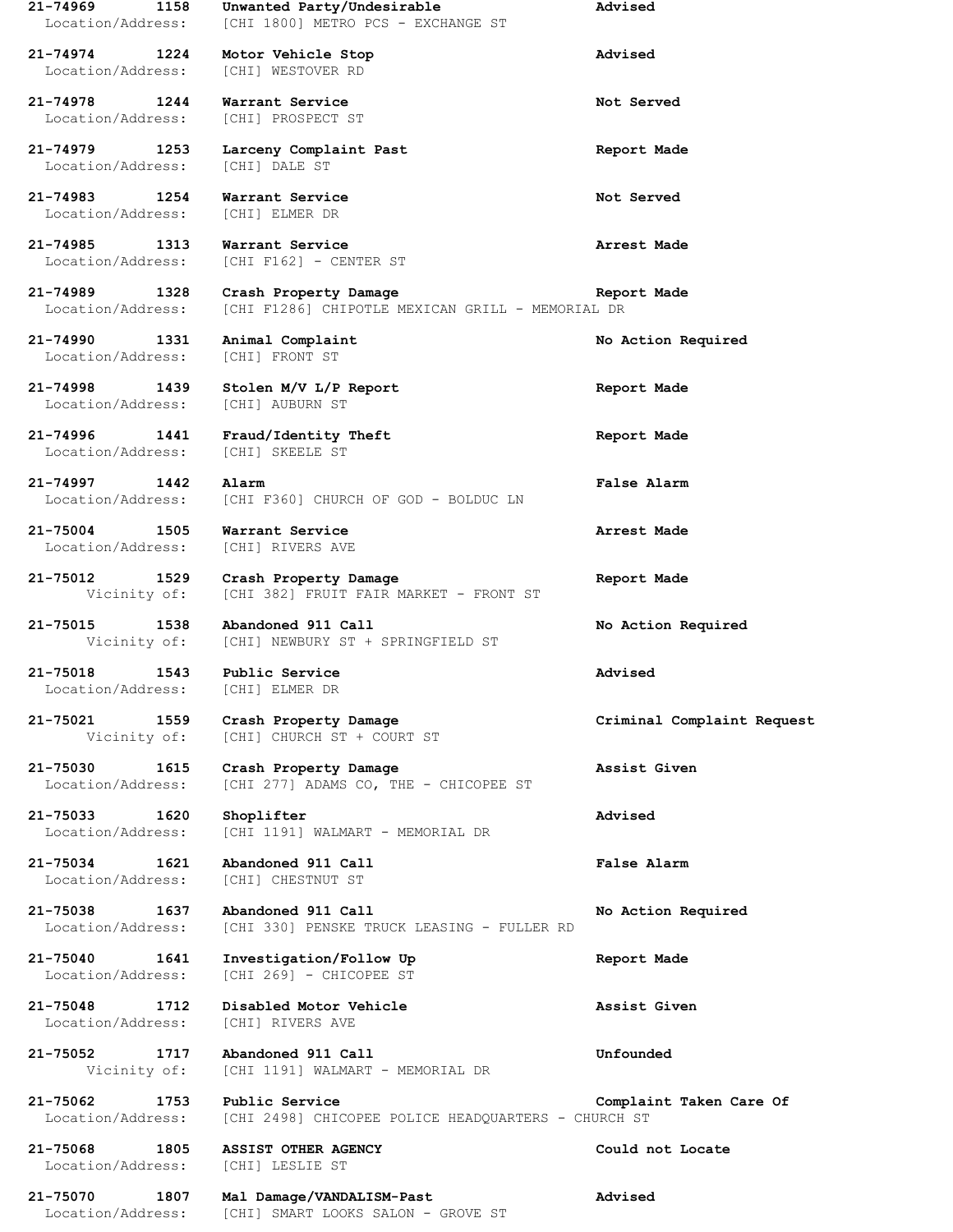**21-74969 1158 Unwanted Party/Undesirable Advised**
Location/Address: [CHI 1800] METRO PCS - EXCHANGE ST

**21-74974 1224 Motor Vehicle Stop Advised**
Location/Address: [CHI] WESTOVER RD

**21-74978 1244 Warrant Service Not Served**
Location/Address: [CHI] PROSPECT ST

**21-74979 1253 Larceny Complaint Past Report Made**
Location/Address: [CHI] DALE ST

**21-74983 1254 Warrant Service Not Served**
Location/Address: [CHI] ELMER DR

**21-74985 1313 Warrant Service Arrest Made**
Location/Address: [CHI F162] - CENTER ST

**21-74989 1328 Crash Property Damage Report Made**
Location/Address: [CHI F1286] CHIPOTLE MEXICAN GRILL - MEMORIAL DR

**21-74990 1331 Animal Complaint No Action Required**
Location/Address: [CHI] FRONT ST

**21-74998 1439 Stolen M/V L/P Report Report Made**
Location/Address: [CHI] AUBURN ST

**21-74996 1441 Fraud/Identity Theft Report Made**
Location/Address: [CHI] SKEELE ST

**21-74997 1442 Alarm False Alarm**
Location/Address: [CHI F360] CHURCH OF GOD - BOLDUC LN

**21-75004 1505 Warrant Service Arrest Made**
Location/Address: [CHI] RIVERS AVE

**21-75012 1529 Crash Property Damage Report Made**
Vicinity of: [CHI 382] FRUIT FAIR MARKET - FRONT ST

**21-75015 1538 Abandoned 911 Call No Action Required**
Vicinity of: [CHI] NEWBURY ST + SPRINGFIELD ST

**21-75018 1543 Public Service Advised**
Location/Address: [CHI] ELMER DR

**21-75021 1559 Crash Property Damage Criminal Complaint Request**
Vicinity of: [CHI] CHURCH ST + COURT ST

**21-75030 1615 Crash Property Damage Assist Given**
Location/Address: [CHI 277] ADAMS CO, THE - CHICOPEE ST

**21-75033 1620 Shoplifter Advised**
Location/Address: [CHI 1191] WALMART - MEMORIAL DR

**21-75034 1621 Abandoned 911 Call False Alarm**
Location/Address: [CHI] CHESTNUT ST

**21-75038 1637 Abandoned 911 Call No Action Required**
Location/Address: [CHI 330] PENSKE TRUCK LEASING - FULLER RD

**21-75040 1641 Investigation/Follow Up Report Made**
Location/Address: [CHI 269] - CHICOPEE ST

**21-75048 1712 Disabled Motor Vehicle Assist Given**
Location/Address: [CHI] RIVERS AVE

**21-75052 1717 Abandoned 911 Call Unfounded**
Vicinity of: [CHI 1191] WALMART - MEMORIAL DR

**21-75062 1753 Public Service Complaint Taken Care Of**
Location/Address: [CHI 2498] CHICOPEE POLICE HEADQUARTERS - CHURCH ST

**21-75068 1805 ASSIST OTHER AGENCY Could not Locate**
Location/Address: [CHI] LESLIE ST

**21-75070 1807 Mal Damage/VANDALISM-Past Advised**
Location/Address: [CHI] SMART LOOKS SALON - GROVE ST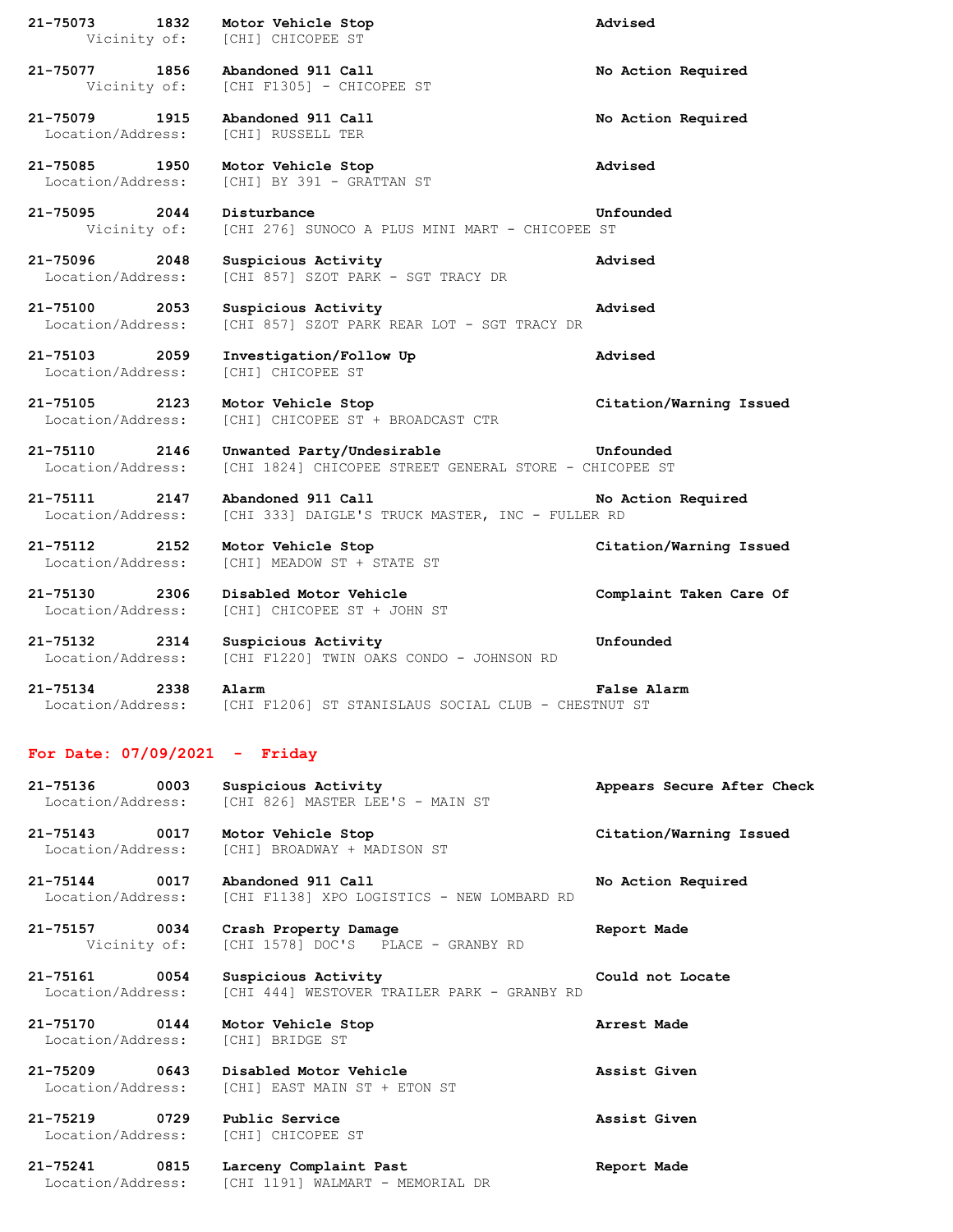**21-75073** **1832** **Motor Vehicle Stop** **Advised**
Vicinity of: [CHI] CHICOPEE ST

**21-75077** **1856** **Abandoned 911 Call** **No Action Required**
Vicinity of: [CHI F1305] - CHICOPEE ST

**21-75079** **1915** **Abandoned 911 Call** **No Action Required**
Location/Address: [CHI] RUSSELL TER

**21-75085** **1950** **Motor Vehicle Stop** **Advised**
Location/Address: [CHI] BY 391 - GRATTAN ST

**21-75095** **2044** **Disturbance** **Unfounded**
Vicinity of: [CHI 276] SUNOCO A PLUS MINI MART - CHICOPEE ST

**21-75096** **2048** **Suspicious Activity** **Advised**
Location/Address: [CHI 857] SZOT PARK - SGT TRACY DR

**21-75100** **2053** **Suspicious Activity** **Advised**
Location/Address: [CHI 857] SZOT PARK REAR LOT - SGT TRACY DR

**21-75103** **2059** **Investigation/Follow Up** **Advised**
Location/Address: [CHI] CHICOPEE ST

**21-75105** **2123** **Motor Vehicle Stop** **Citation/Warning Issued**
Location/Address: [CHI] CHICOPEE ST + BROADCAST CTR

**21-75110** **2146** **Unwanted Party/Undesirable** **Unfounded**
Location/Address: [CHI 1824] CHICOPEE STREET GENERAL STORE - CHICOPEE ST

**21-75111** **2147** **Abandoned 911 Call** **No Action Required**
Location/Address: [CHI 333] DAIGLE'S TRUCK MASTER, INC - FULLER RD

**21-75112** **2152** **Motor Vehicle Stop** **Citation/Warning Issued**
Location/Address: [CHI] MEADOW ST + STATE ST

**21-75130** **2306** **Disabled Motor Vehicle** **Complaint Taken Care Of**
Location/Address: [CHI] CHICOPEE ST + JOHN ST

**21-75132** **2314** **Suspicious Activity** **Unfounded**
Location/Address: [CHI F1220] TWIN OAKS CONDO - JOHNSON RD

**21-75134** **2338** **Alarm** **False Alarm**
Location/Address: [CHI F1206] ST STANISLAUS SOCIAL CLUB - CHESTNUT ST

## For Date: 07/09/2021 - Friday

**21-75136** **0003** **Suspicious Activity** **Appears Secure After Check**
Location/Address: [CHI 826] MASTER LEE'S - MAIN ST

**21-75143** **0017** **Motor Vehicle Stop** **Citation/Warning Issued**
Location/Address: [CHI] BROADWAY + MADISON ST

**21-75144** **0017** **Abandoned 911 Call** **No Action Required**
Location/Address: [CHI F1138] XPO LOGISTICS - NEW LOMBARD RD

**21-75157** **0034** **Crash Property Damage** **Report Made**
Vicinity of: [CHI 1578] DOC'S PLACE - GRANBY RD

**21-75161** **0054** **Suspicious Activity** **Could not Locate**
Location/Address: [CHI 444] WESTOVER TRAILER PARK - GRANBY RD

**21-75170** **0144** **Motor Vehicle Stop** **Arrest Made**
Location/Address: [CHI] BRIDGE ST

**21-75209** **0643** **Disabled Motor Vehicle** **Assist Given**
Location/Address: [CHI] EAST MAIN ST + ETON ST

**21-75219** **0729** **Public Service** **Assist Given**
Location/Address: [CHI] CHICOPEE ST

**21-75241** **0815** **Larceny Complaint Past** **Report Made**
Location/Address: [CHI 1191] WALMART - MEMORIAL DR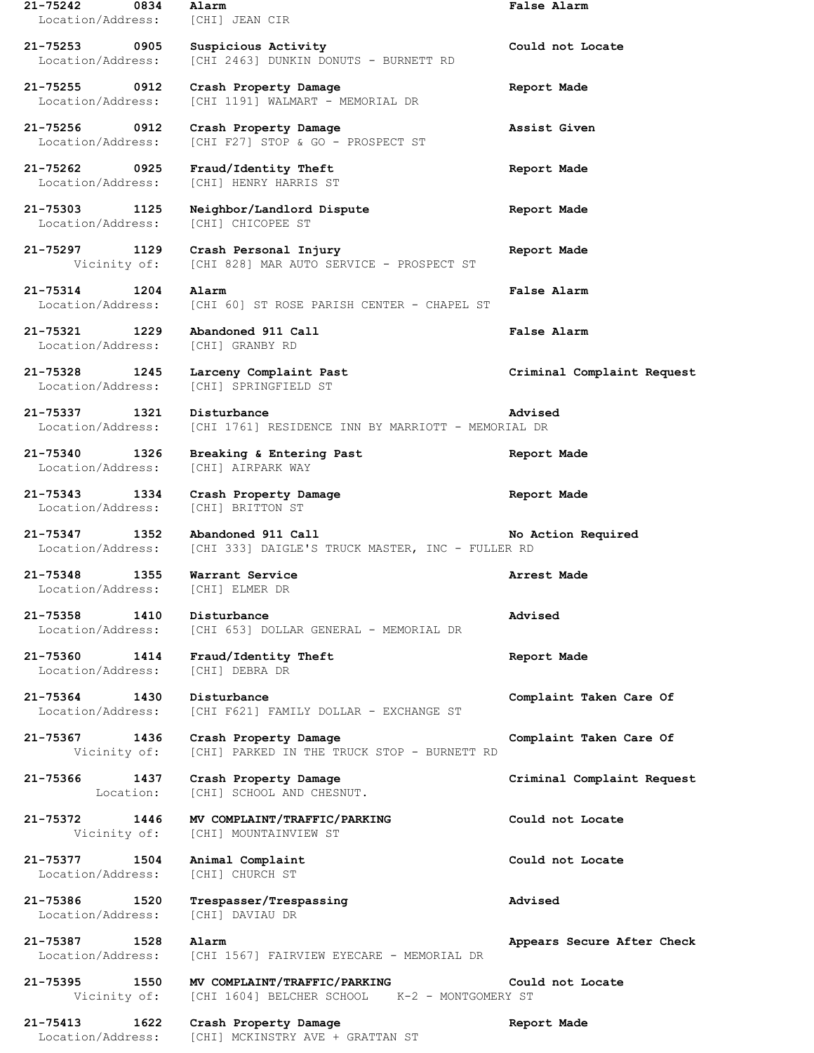**21-75242** **0834** **Alarm** **False Alarm**
Location/Address: [CHI] JEAN CIR

**21-75253** **0905** **Suspicious Activity** **Could not Locate**
Location/Address: [CHI 2463] DUNKIN DONUTS - BURNETT RD

**21-75255** **0912** **Crash Property Damage** **Report Made**
Location/Address: [CHI 1191] WALMART - MEMORIAL DR

**21-75256** **0912** **Crash Property Damage** **Assist Given**
Location/Address: [CHI F27] STOP & GO - PROSPECT ST

**21-75262** **0925** **Fraud/Identity Theft** **Report Made**
Location/Address: [CHI] HENRY HARRIS ST

**21-75303** **1125** **Neighbor/Landlord Dispute** **Report Made**
Location/Address: [CHI] CHICOPEE ST

**21-75297** **1129** **Crash Personal Injury** **Report Made**
Vicinity of: [CHI 828] MAR AUTO SERVICE - PROSPECT ST

**21-75314** **1204** **Alarm** **False Alarm**
Location/Address: [CHI 60] ST ROSE PARISH CENTER - CHAPEL ST

**21-75321** **1229** **Abandoned 911 Call** **False Alarm**
Location/Address: [CHI] GRANBY RD

**21-75328** **1245** **Larceny Complaint Past** **Criminal Complaint Request**
Location/Address: [CHI] SPRINGFIELD ST

**21-75337** **1321** **Disturbance** **Advised**
Location/Address: [CHI 1761] RESIDENCE INN BY MARRIOTT - MEMORIAL DR

**21-75340** **1326** **Breaking & Entering Past** **Report Made**
Location/Address: [CHI] AIRPARK WAY

**21-75343** **1334** **Crash Property Damage** **Report Made**
Location/Address: [CHI] BRITTON ST

**21-75347** **1352** **Abandoned 911 Call** **No Action Required**
Location/Address: [CHI 333] DAIGLE'S TRUCK MASTER, INC - FULLER RD

**21-75348** **1355** **Warrant Service** **Arrest Made**
Location/Address: [CHI] ELMER DR

**21-75358** **1410** **Disturbance** **Advised**
Location/Address: [CHI 653] DOLLAR GENERAL - MEMORIAL DR

**21-75360** **1414** **Fraud/Identity Theft** **Report Made**
Location/Address: [CHI] DEBRA DR

**21-75364** **1430** **Disturbance** **Complaint Taken Care Of**
Location/Address: [CHI F621] FAMILY DOLLAR - EXCHANGE ST

**21-75367** **1436** **Crash Property Damage** **Complaint Taken Care Of**
Vicinity of: [CHI] PARKED IN THE TRUCK STOP - BURNETT RD

**21-75366** **1437** **Crash Property Damage** **Criminal Complaint Request**
Location: [CHI] SCHOOL AND CHESNUT.

**21-75372** **1446** **MV COMPLAINT/TRAFFIC/PARKING** **Could not Locate**
Vicinity of: [CHI] MOUNTAINVIEW ST

**21-75377** **1504** **Animal Complaint** **Could not Locate**
Location/Address: [CHI] CHURCH ST

**21-75386** **1520** **Trespasser/Trespassing** **Advised**
Location/Address: [CHI] DAVIAU DR

**21-75387** **1528** **Alarm** **Appears Secure After Check**
Location/Address: [CHI 1567] FAIRVIEW EYECARE - MEMORIAL DR

**21-75395** **1550** **MV COMPLAINT/TRAFFIC/PARKING** **Could not Locate**
Vicinity of: [CHI 1604] BELCHER SCHOOL K-2 - MONTGOMERY ST

**21-75413** **1622** **Crash Property Damage** **Report Made**
Location/Address: [CHI] MCKINSTRY AVE + GRATTAN ST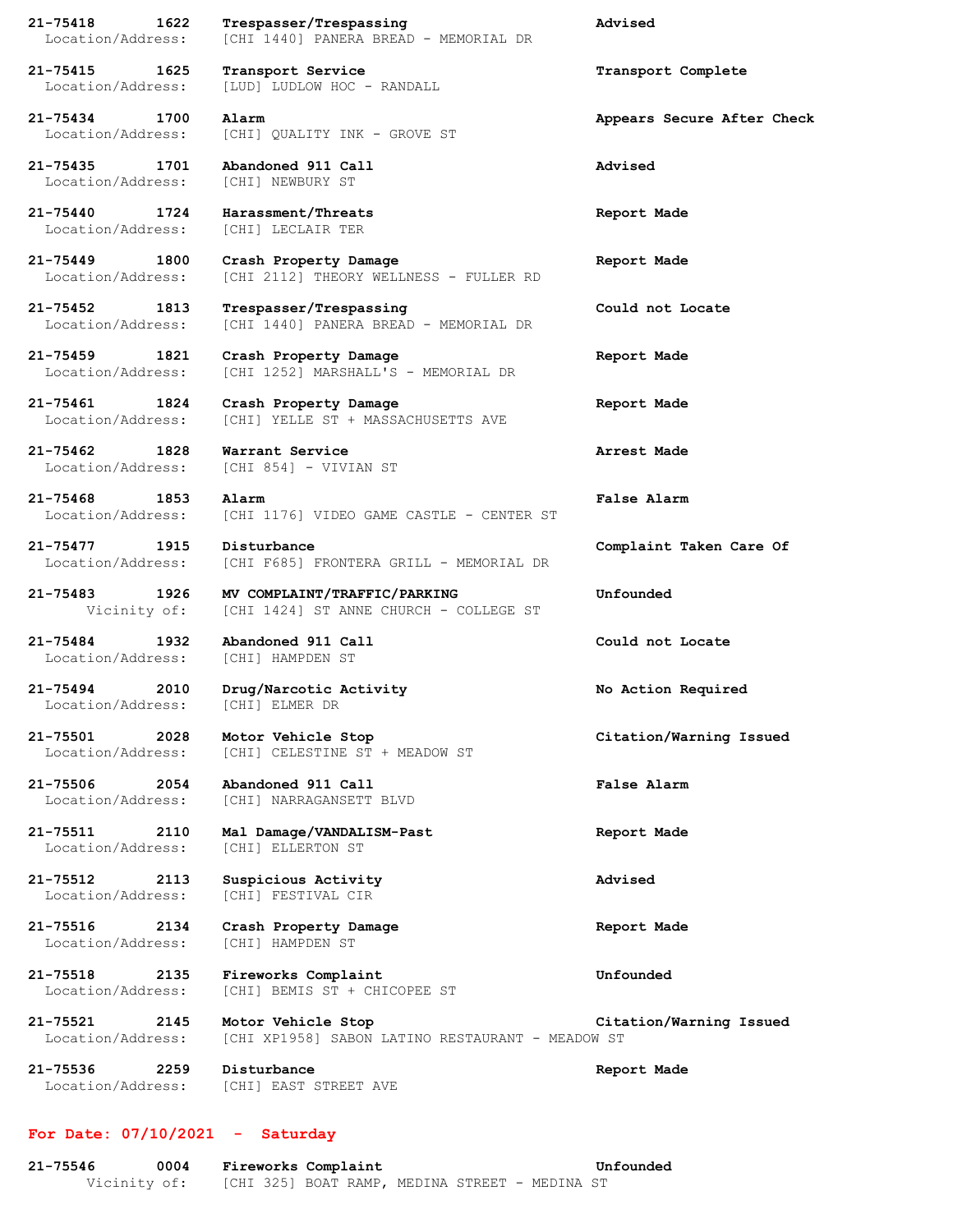**21-75418 1622 Trespasser/Trespassing** **Advised**
Location/Address: [CHI 1440] PANERA BREAD - MEMORIAL DR

**21-75415 1625 Transport Service** **Transport Complete**
Location/Address: [LUD] LUDLOW HOC - RANDALL

**21-75434 1700 Alarm** **Appears Secure After Check**
Location/Address: [CHI] QUALITY INK - GROVE ST

**21-75435 1701 Abandoned 911 Call** **Advised**
Location/Address: [CHI] NEWBURY ST

**21-75440 1724 Harassment/Threats** **Report Made**
Location/Address: [CHI] LECLAIR TER

**21-75449 1800 Crash Property Damage** **Report Made**
Location/Address: [CHI 2112] THEORY WELLNESS - FULLER RD

**21-75452 1813 Trespasser/Trespassing** **Could not Locate**
Location/Address: [CHI 1440] PANERA BREAD - MEMORIAL DR

**21-75459 1821 Crash Property Damage** **Report Made**
Location/Address: [CHI 1252] MARSHALL'S - MEMORIAL DR

**21-75461 1824 Crash Property Damage** **Report Made**
Location/Address: [CHI] YELLE ST + MASSACHUSETTS AVE

**21-75462 1828 Warrant Service** **Arrest Made**
Location/Address: [CHI 854] - VIVIAN ST

**21-75468 1853 Alarm** **False Alarm**
Location/Address: [CHI 1176] VIDEO GAME CASTLE - CENTER ST

**21-75477 1915 Disturbance** **Complaint Taken Care Of**
Location/Address: [CHI F685] FRONTERA GRILL - MEMORIAL DR

**21-75483 1926 MV COMPLAINT/TRAFFIC/PARKING** **Unfounded**
Vicinity of: [CHI 1424] ST ANNE CHURCH - COLLEGE ST

**21-75484 1932 Abandoned 911 Call** **Could not Locate**
Location/Address: [CHI] HAMPDEN ST

**21-75494 2010 Drug/Narcotic Activity** **No Action Required**
Location/Address: [CHI] ELMER DR

**21-75501 2028 Motor Vehicle Stop** **Citation/Warning Issued**
Location/Address: [CHI] CELESTINE ST + MEADOW ST

**21-75506 2054 Abandoned 911 Call** **False Alarm**
Location/Address: [CHI] NARRAGANSETT BLVD

**21-75511 2110 Mal Damage/VANDALISM-Past** **Report Made**
Location/Address: [CHI] ELLERTON ST

**21-75512 2113 Suspicious Activity** **Advised**
Location/Address: [CHI] FESTIVAL CIR

**21-75516 2134 Crash Property Damage** **Report Made**
Location/Address: [CHI] HAMPDEN ST

**21-75518 2135 Fireworks Complaint** **Unfounded**
Location/Address: [CHI] BEMIS ST + CHICOPEE ST

**21-75521 2145 Motor Vehicle Stop** **Citation/Warning Issued**
Location/Address: [CHI XP1958] SABON LATINO RESTAURANT - MEADOW ST

**21-75536 2259 Disturbance** **Report Made**
Location/Address: [CHI] EAST STREET AVE

## For Date: 07/10/2021 - Saturday

**21-75546 0004 Fireworks Complaint** **Unfounded**
Vicinity of: [CHI 325] BOAT RAMP, MEDINA STREET - MEDINA ST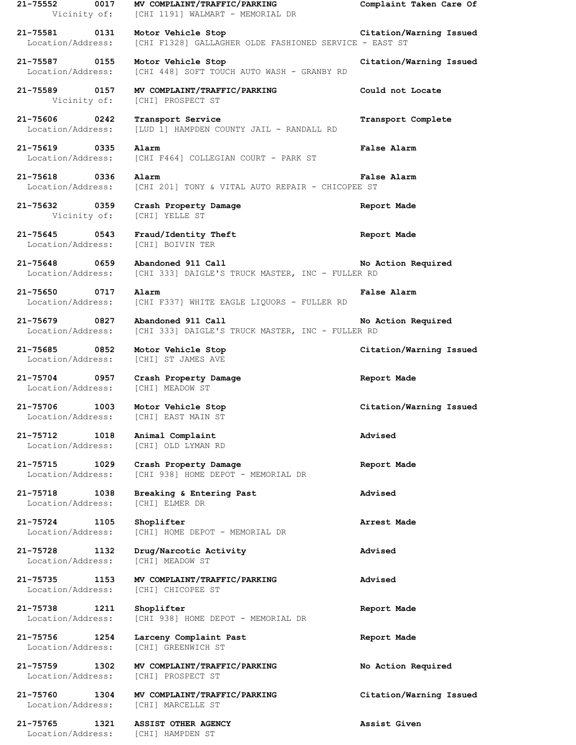**21-75552 0017 MV COMPLAINT/TRAFFIC/PARKING Complaint Taken Care Of**
Vicinity of: [CHI 1191] WALMART - MEMORIAL DR

**21-75581 0131 Motor Vehicle Stop Citation/Warning Issued**
Location/Address: [CHI F1328] GALLAGHER OLDE FASHIONED SERVICE - EAST ST

**21-75587 0155 Motor Vehicle Stop Citation/Warning Issued**
Location/Address: [CHI 448] SOFT TOUCH AUTO WASH - GRANBY RD

**21-75589 0157 MV COMPLAINT/TRAFFIC/PARKING Could not Locate**
Vicinity of: [CHI] PROSPECT ST

**21-75606 0242 Transport Service Transport Complete**
Location/Address: [LUD 1] HAMPDEN COUNTY JAIL - RANDALL RD

**21-75619 0335 Alarm False Alarm**
Location/Address: [CHI F464] COLLEGIAN COURT - PARK ST

**21-75618 0336 Alarm False Alarm**
Location/Address: [CHI 201] TONY & VITAL AUTO REPAIR - CHICOPEE ST

**21-75632 0359 Crash Property Damage Report Made**
Vicinity of: [CHI] YELLE ST

**21-75645 0543 Fraud/Identity Theft Report Made**
Location/Address: [CHI] BOIVIN TER

**21-75648 0659 Abandoned 911 Call No Action Required**
Location/Address: [CHI 333] DAIGLE'S TRUCK MASTER, INC - FULLER RD

**21-75650 0717 Alarm False Alarm**
Location/Address: [CHI F337] WHITE EAGLE LIQUORS - FULLER RD

**21-75679 0827 Abandoned 911 Call No Action Required**
Location/Address: [CHI 333] DAIGLE'S TRUCK MASTER, INC - FULLER RD

**21-75685 0852 Motor Vehicle Stop Citation/Warning Issued**
Location/Address: [CHI] ST JAMES AVE

**21-75704 0957 Crash Property Damage Report Made**
Location/Address: [CHI] MEADOW ST

**21-75706 1003 Motor Vehicle Stop Citation/Warning Issued**
Location/Address: [CHI] EAST MAIN ST

**21-75712 1018 Animal Complaint Advised**
Location/Address: [CHI] OLD LYMAN RD

**21-75715 1029 Crash Property Damage Report Made**
Location/Address: [CHI 938] HOME DEPOT - MEMORIAL DR

**21-75718 1038 Breaking & Entering Past Advised**
Location/Address: [CHI] ELMER DR

**21-75724 1105 Shoplifter Arrest Made**
Location/Address: [CHI] HOME DEPOT - MEMORIAL DR

**21-75728 1132 Drug/Narcotic Activity Advised**
Location/Address: [CHI] MEADOW ST

**21-75735 1153 MV COMPLAINT/TRAFFIC/PARKING Advised**
Location/Address: [CHI] CHICOPEE ST

**21-75738 1211 Shoplifter Report Made**
Location/Address: [CHI 938] HOME DEPOT - MEMORIAL DR

**21-75756 1254 Larceny Complaint Past Report Made**
Location/Address: [CHI] GREENWICH ST

**21-75759 1302 MV COMPLAINT/TRAFFIC/PARKING No Action Required**
Location/Address: [CHI] PROSPECT ST

**21-75760 1304 MV COMPLAINT/TRAFFIC/PARKING Citation/Warning Issued**
Location/Address: [CHI] MARCELLE ST

**21-75765 1321 ASSIST OTHER AGENCY Assist Given**
Location/Address: [CHI] HAMPDEN ST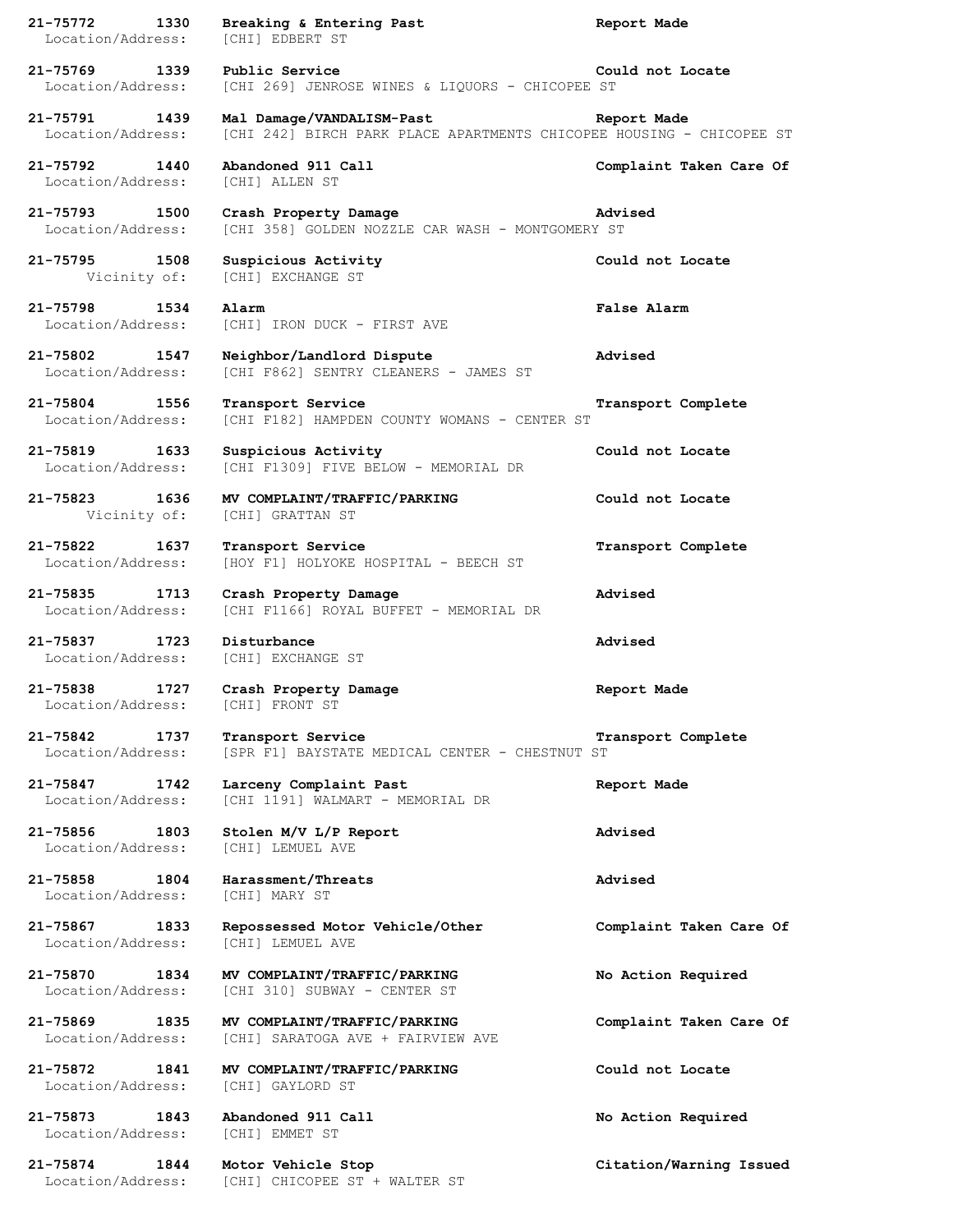**21-75772 1330 Breaking & Entering Past Report Made**
Location/Address: [CHI] EDBERT ST

**21-75769 1339 Public Service Could not Locate**
Location/Address: [CHI 269] JENROSE WINES & LIQUORS - CHICOPEE ST

**21-75791 1439 Mal Damage/VANDALISM-Past Report Made**
Location/Address: [CHI 242] BIRCH PARK PLACE APARTMENTS CHICOPEE HOUSING - CHICOPEE ST

**21-75792 1440 Abandoned 911 Call Complaint Taken Care Of**
Location/Address: [CHI] ALLEN ST

**21-75793 1500 Crash Property Damage Advised**
Location/Address: [CHI 358] GOLDEN NOZZLE CAR WASH - MONTGOMERY ST

**21-75795 1508 Suspicious Activity Could not Locate**
Vicinity of: [CHI] EXCHANGE ST

**21-75798 1534 Alarm False Alarm**
Location/Address: [CHI] IRON DUCK - FIRST AVE

**21-75802 1547 Neighbor/Landlord Dispute Advised**
Location/Address: [CHI F862] SENTRY CLEANERS - JAMES ST

**21-75804 1556 Transport Service Transport Complete**
Location/Address: [CHI F182] HAMPDEN COUNTY WOMANS - CENTER ST

**21-75819 1633 Suspicious Activity Could not Locate**
Location/Address: [CHI F1309] FIVE BELOW - MEMORIAL DR

**21-75823 1636 MV COMPLAINT/TRAFFIC/PARKING Could not Locate**
Vicinity of: [CHI] GRATTAN ST

**21-75822 1637 Transport Service Transport Complete**
Location/Address: [HOY F1] HOLYOKE HOSPITAL - BEECH ST

**21-75835 1713 Crash Property Damage Advised**
Location/Address: [CHI F1166] ROYAL BUFFET - MEMORIAL DR

**21-75837 1723 Disturbance Advised**
Location/Address: [CHI] EXCHANGE ST

**21-75838 1727 Crash Property Damage Report Made**
Location/Address: [CHI] FRONT ST

**21-75842 1737 Transport Service Transport Complete**
Location/Address: [SPR F1] BAYSTATE MEDICAL CENTER - CHESTNUT ST

**21-75847 1742 Larceny Complaint Past Report Made**
Location/Address: [CHI 1191] WALMART - MEMORIAL DR

**21-75856 1803 Stolen M/V L/P Report Advised**
Location/Address: [CHI] LEMUEL AVE

**21-75858 1804 Harassment/Threats Advised**
Location/Address: [CHI] MARY ST

**21-75867 1833 Repossessed Motor Vehicle/Other Complaint Taken Care Of**
Location/Address: [CHI] LEMUEL AVE

**21-75870 1834 MV COMPLAINT/TRAFFIC/PARKING No Action Required**
Location/Address: [CHI 310] SUBWAY - CENTER ST

**21-75869 1835 MV COMPLAINT/TRAFFIC/PARKING Complaint Taken Care Of**
Location/Address: [CHI] SARATOGA AVE + FAIRVIEW AVE

**21-75872 1841 MV COMPLAINT/TRAFFIC/PARKING Could not Locate**
Location/Address: [CHI] GAYLORD ST

**21-75873 1843 Abandoned 911 Call No Action Required**
Location/Address: [CHI] EMMET ST

**21-75874 1844 Motor Vehicle Stop Citation/Warning Issued**
Location/Address: [CHI] CHICOPEE ST + WALTER ST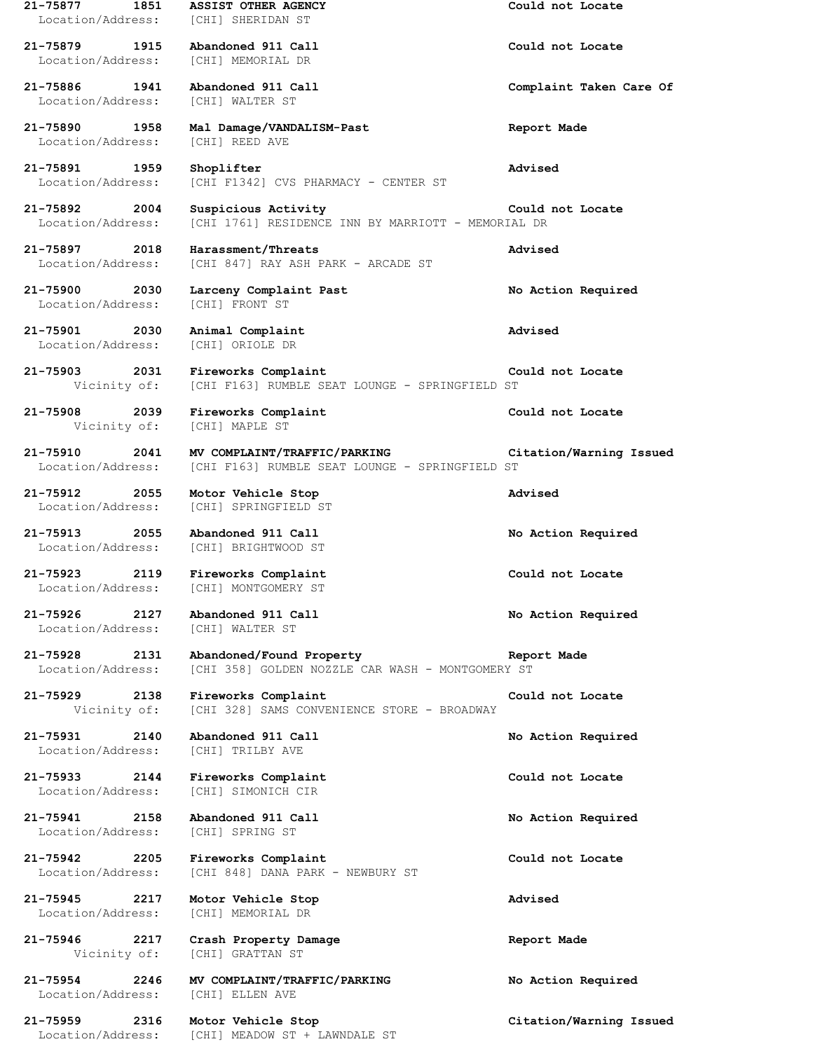**21-75877** **1851** **ASSIST OTHER AGENCY** **Could not Locate**
Location/Address: [CHI] SHERIDAN ST

**21-75879** **1915** **Abandoned 911 Call** **Could not Locate**
Location/Address: [CHI] MEMORIAL DR

**21-75886** **1941** **Abandoned 911 Call** **Complaint Taken Care Of**
Location/Address: [CHI] WALTER ST

**21-75890** **1958** **Mal Damage/VANDALISM-Past** **Report Made**
Location/Address: [CHI] REED AVE

**21-75891** **1959** **Shoplifter** **Advised**
Location/Address: [CHI F1342] CVS PHARMACY - CENTER ST

**21-75892** **2004** **Suspicious Activity** **Could not Locate**
Location/Address: [CHI 1761] RESIDENCE INN BY MARRIOTT - MEMORIAL DR

**21-75897** **2018** **Harassment/Threats** **Advised**
Location/Address: [CHI 847] RAY ASH PARK - ARCADE ST

**21-75900** **2030** **Larceny Complaint Past** **No Action Required**
Location/Address: [CHI] FRONT ST

**21-75901** **2030** **Animal Complaint** **Advised**
Location/Address: [CHI] ORIOLE DR

**21-75903** **2031** **Fireworks Complaint** **Could not Locate**
Vicinity of: [CHI F163] RUMBLE SEAT LOUNGE - SPRINGFIELD ST

**21-75908** **2039** **Fireworks Complaint** **Could not Locate**
Vicinity of: [CHI] MAPLE ST

**21-75910** **2041** **MV COMPLAINT/TRAFFIC/PARKING** **Citation/Warning Issued**
Location/Address: [CHI F163] RUMBLE SEAT LOUNGE - SPRINGFIELD ST

**21-75912** **2055** **Motor Vehicle Stop** **Advised**
Location/Address: [CHI] SPRINGFIELD ST

**21-75913** **2055** **Abandoned 911 Call** **No Action Required**
Location/Address: [CHI] BRIGHTWOOD ST

**21-75923** **2119** **Fireworks Complaint** **Could not Locate**
Location/Address: [CHI] MONTGOMERY ST

**21-75926** **2127** **Abandoned 911 Call** **No Action Required**
Location/Address: [CHI] WALTER ST

**21-75928** **2131** **Abandoned/Found Property** **Report Made**
Location/Address: [CHI 358] GOLDEN NOZZLE CAR WASH - MONTGOMERY ST

**21-75929** **2138** **Fireworks Complaint** **Could not Locate**
Vicinity of: [CHI 328] SAMS CONVENIENCE STORE - BROADWAY

**21-75931** **2140** **Abandoned 911 Call** **No Action Required**
Location/Address: [CHI] TRILBY AVE

**21-75933** **2144** **Fireworks Complaint** **Could not Locate**
Location/Address: [CHI] SIMONICH CIR

**21-75941** **2158** **Abandoned 911 Call** **No Action Required**
Location/Address: [CHI] SPRING ST

**21-75942** **2205** **Fireworks Complaint** **Could not Locate**
Location/Address: [CHI 848] DANA PARK - NEWBURY ST

**21-75945** **2217** **Motor Vehicle Stop** **Advised**
Location/Address: [CHI] MEMORIAL DR

**21-75946** **2217** **Crash Property Damage** **Report Made**
Vicinity of: [CHI] GRATTAN ST

**21-75954** **2246** **MV COMPLAINT/TRAFFIC/PARKING** **No Action Required**
Location/Address: [CHI] ELLEN AVE

**21-75959** **2316** **Motor Vehicle Stop** **Citation/Warning Issued**
Location/Address: [CHI] MEADOW ST + LAWNDALE ST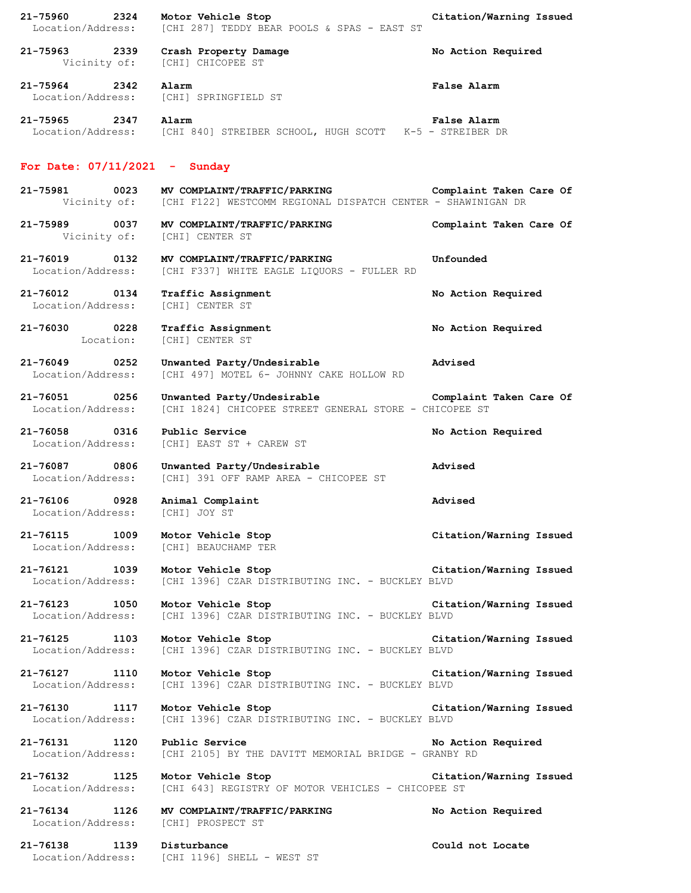**21-75960 2324 Motor Vehicle Stop** **Citation/Warning Issued**
Location/Address: [CHI 287] TEDDY BEAR POOLS & SPAS - EAST ST

**21-75963 2339 Crash Property Damage** **No Action Required**
Vicinity of: [CHI] CHICOPEE ST

**21-75964 2342 Alarm** **False Alarm**
Location/Address: [CHI] SPRINGFIELD ST

**21-75965 2347 Alarm** **False Alarm**
Location/Address: [CHI 840] STREIBER SCHOOL, HUGH SCOTT K-5 - STREIBER DR

## For Date: 07/11/2021 - Sunday

**21-75981 0023 MV COMPLAINT/TRAFFIC/PARKING** **Complaint Taken Care Of**
Vicinity of: [CHI F122] WESTCOMM REGIONAL DISPATCH CENTER - SHAWINIGAN DR

**21-75989 0037 MV COMPLAINT/TRAFFIC/PARKING** **Complaint Taken Care Of**
Vicinity of: [CHI] CENTER ST

**21-76019 0132 MV COMPLAINT/TRAFFIC/PARKING** **Unfounded**
Location/Address: [CHI F337] WHITE EAGLE LIQUORS - FULLER RD

**21-76012 0134 Traffic Assignment** **No Action Required**
Location/Address: [CHI] CENTER ST

**21-76030 0228 Traffic Assignment** **No Action Required**
Location: [CHI] CENTER ST

**21-76049 0252 Unwanted Party/Undesirable** **Advised**
Location/Address: [CHI 497] MOTEL 6- JOHNNY CAKE HOLLOW RD

**21-76051 0256 Unwanted Party/Undesirable** **Complaint Taken Care Of**
Location/Address: [CHI 1824] CHICOPEE STREET GENERAL STORE - CHICOPEE ST

**21-76058 0316 Public Service** **No Action Required**
Location/Address: [CHI] EAST ST + CAREW ST

**21-76087 0806 Unwanted Party/Undesirable** **Advised**
Location/Address: [CHI] 391 OFF RAMP AREA - CHICOPEE ST

**21-76106 0928 Animal Complaint** **Advised**
Location/Address: [CHI] JOY ST

**21-76115 1009 Motor Vehicle Stop** **Citation/Warning Issued**
Location/Address: [CHI] BEAUCHAMP TER

**21-76121 1039 Motor Vehicle Stop** **Citation/Warning Issued**
Location/Address: [CHI 1396] CZAR DISTRIBUTING INC. - BUCKLEY BLVD

**21-76123 1050 Motor Vehicle Stop** **Citation/Warning Issued**
Location/Address: [CHI 1396] CZAR DISTRIBUTING INC. - BUCKLEY BLVD

**21-76125 1103 Motor Vehicle Stop** **Citation/Warning Issued**
Location/Address: [CHI 1396] CZAR DISTRIBUTING INC. - BUCKLEY BLVD

**21-76127 1110 Motor Vehicle Stop** **Citation/Warning Issued**
Location/Address: [CHI 1396] CZAR DISTRIBUTING INC. - BUCKLEY BLVD

**21-76130 1117 Motor Vehicle Stop** **Citation/Warning Issued**
Location/Address: [CHI 1396] CZAR DISTRIBUTING INC. - BUCKLEY BLVD

**21-76131 1120 Public Service** **No Action Required**
Location/Address: [CHI 2105] BY THE DAVITT MEMORIAL BRIDGE - GRANBY RD

**21-76132 1125 Motor Vehicle Stop** **Citation/Warning Issued**
Location/Address: [CHI 643] REGISTRY OF MOTOR VEHICLES - CHICOPEE ST

**21-76134 1126 MV COMPLAINT/TRAFFIC/PARKING** **No Action Required**
Location/Address: [CHI] PROSPECT ST

**21-76138 1139 Disturbance** **Could not Locate**
Location/Address: [CHI 1196] SHELL - WEST ST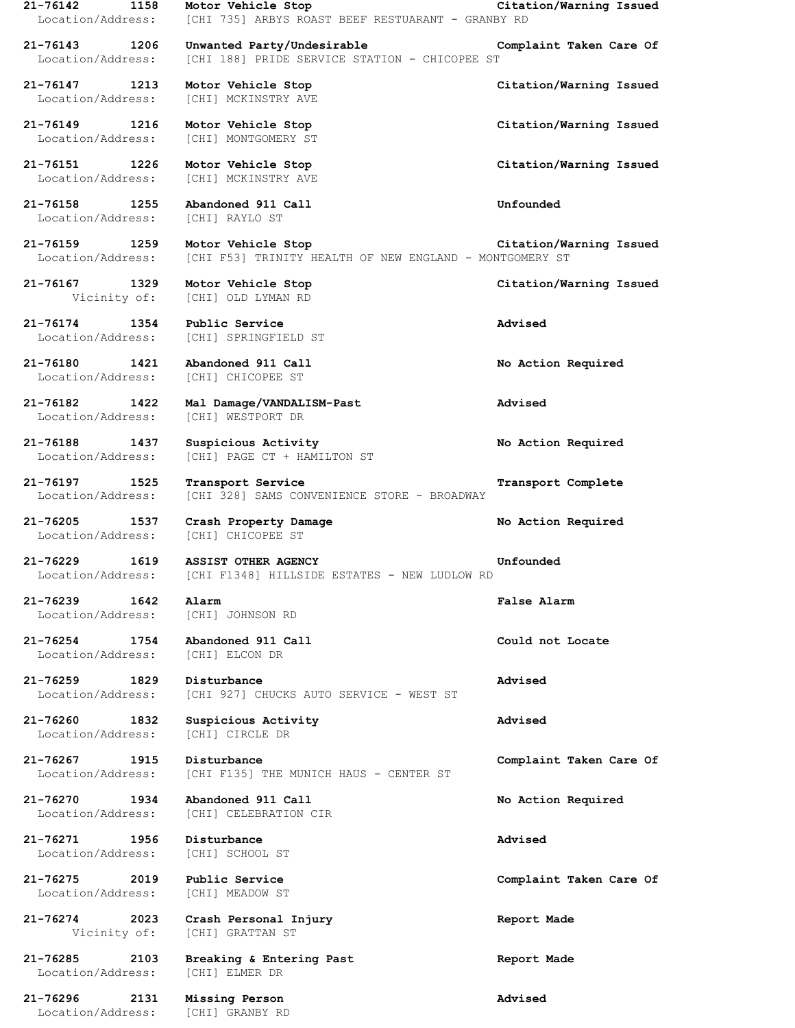**21-76142 1158 Motor Vehicle Stop Citation/Warning Issued**
Location/Address: [CHI 735] ARBYS ROAST BEEF RESTUARANT - GRANBY RD

**21-76143 1206 Unwanted Party/Undesirable Complaint Taken Care Of**
Location/Address: [CHI 188] PRIDE SERVICE STATION - CHICOPEE ST

**21-76147 1213 Motor Vehicle Stop Citation/Warning Issued**
Location/Address: [CHI] MCKINSTRY AVE

**21-76149 1216 Motor Vehicle Stop Citation/Warning Issued**
Location/Address: [CHI] MONTGOMERY ST

**21-76151 1226 Motor Vehicle Stop Citation/Warning Issued**
Location/Address: [CHI] MCKINSTRY AVE

**21-76158 1255 Abandoned 911 Call Unfounded**
Location/Address: [CHI] RAYLO ST

**21-76159 1259 Motor Vehicle Stop Citation/Warning Issued**
Location/Address: [CHI F53] TRINITY HEALTH OF NEW ENGLAND - MONTGOMERY ST

**21-76167 1329 Motor Vehicle Stop Citation/Warning Issued**
Vicinity of: [CHI] OLD LYMAN RD

**21-76174 1354 Public Service Advised**
Location/Address: [CHI] SPRINGFIELD ST

**21-76180 1421 Abandoned 911 Call No Action Required**
Location/Address: [CHI] CHICOPEE ST

**21-76182 1422 Mal Damage/VANDALISM-Past Advised**
Location/Address: [CHI] WESTPORT DR

**21-76188 1437 Suspicious Activity No Action Required**
Location/Address: [CHI] PAGE CT + HAMILTON ST

**21-76197 1525 Transport Service Transport Complete**
Location/Address: [CHI 328] SAMS CONVENIENCE STORE - BROADWAY

**21-76205 1537 Crash Property Damage No Action Required**
Location/Address: [CHI] CHICOPEE ST

**21-76229 1619 ASSIST OTHER AGENCY Unfounded**
Location/Address: [CHI F1348] HILLSIDE ESTATES - NEW LUDLOW RD

**21-76239 1642 Alarm False Alarm**
Location/Address: [CHI] JOHNSON RD

**21-76254 1754 Abandoned 911 Call Could not Locate**
Location/Address: [CHI] ELCON DR

**21-76259 1829 Disturbance Advised**
Location/Address: [CHI 927] CHUCKS AUTO SERVICE - WEST ST

**21-76260 1832 Suspicious Activity Advised**
Location/Address: [CHI] CIRCLE DR

**21-76267 1915 Disturbance Complaint Taken Care Of**
Location/Address: [CHI F135] THE MUNICH HAUS - CENTER ST

**21-76270 1934 Abandoned 911 Call No Action Required**
Location/Address: [CHI] CELEBRATION CIR

**21-76271 1956 Disturbance Advised**
Location/Address: [CHI] SCHOOL ST

**21-76275 2019 Public Service Complaint Taken Care Of**
Location/Address: [CHI] MEADOW ST

**21-76274 2023 Crash Personal Injury Report Made**
Vicinity of: [CHI] GRATTAN ST

**21-76285 2103 Breaking & Entering Past Report Made**
Location/Address: [CHI] ELMER DR

**21-76296 2131 Missing Person Advised**
Location/Address: [CHI] GRANBY RD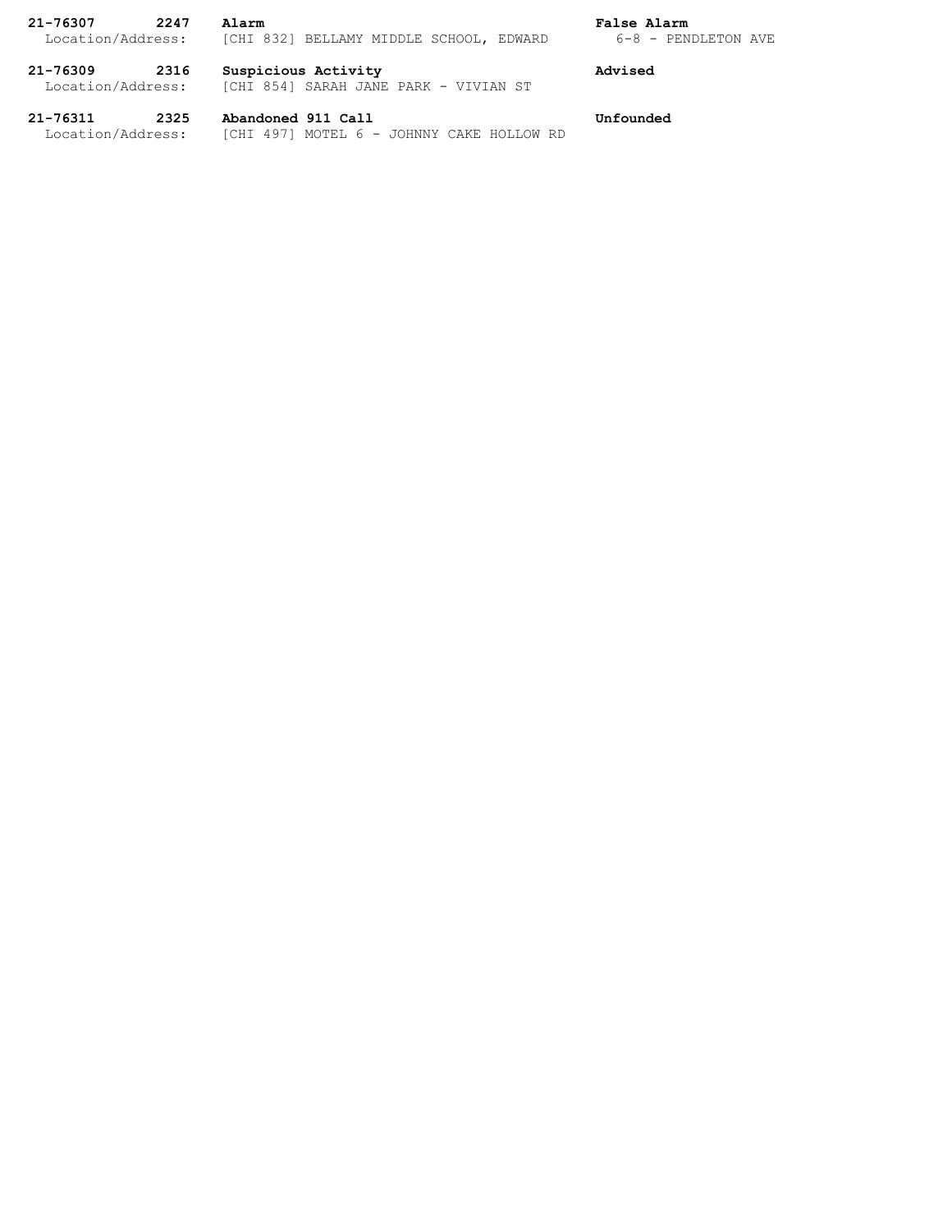**21-76307 2247 Alarm** **False Alarm**
Location/Address: [CHI 832] BELLAMY MIDDLE SCHOOL, EDWARD 6-8 - PENDLETON AVE

**21-76309 2316 Suspicious Activity** **Advised**
Location/Address: [CHI 854] SARAH JANE PARK - VIVIAN ST

**21-76311 2325 Abandoned 911 Call** **Unfounded**
Location/Address: [CHI 497] MOTEL 6 - JOHNNY CAKE HOLLOW RD